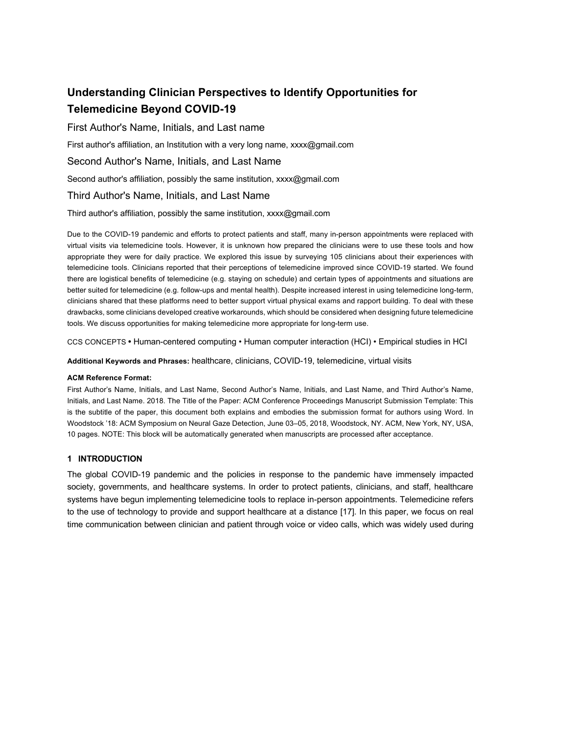# Understanding Clinician Perspectives to Identify Opportunities for Telemedicine Beyond COVID-19

First Author's Name, Initials, and Last name

First author's affiliation, an Institution with a very long name, xxxx@gmail.com

Second Author's Name, Initials, and Last Name

Second author's affiliation, possibly the same institution, xxxx@gmail.com

Third Author's Name, Initials, and Last Name

Third author's affiliation, possibly the same institution, xxxx@gmail.com

Due to the COVID-19 pandemic and efforts to protect patients and staff, many in-person appointments were replaced with virtual visits via telemedicine tools. However, it is unknown how prepared the clinicians were to use these tools and how appropriate they were for daily practice. We explored this issue by surveying 105 clinicians about their experiences with telemedicine tools. Clinicians reported that their perceptions of telemedicine improved since COVID-19 started. We found there are logistical benefits of telemedicine (e.g. staying on schedule) and certain types of appointments and situations are better suited for telemedicine (e.g. follow-ups and mental health). Despite increased interest in using telemedicine long-term, clinicians shared that these platforms need to better support virtual physical exams and rapport building. To deal with these drawbacks, some clinicians developed creative workarounds, which should be considered when designing future telemedicine tools. We discuss opportunities for making telemedicine more appropriate for long-term use.

CCS CONCEPTS • Human-centered computing • Human computer interaction (HCI) • Empirical studies in HCI

**Additional Keywords and Phrases:** healthcare, clinicians, COVID-19, telemedicine, virtual visits

**ACM Reference Format:**

First Author's Name, Initials, and Last Name, Second Author's Name, Initials, and Last Name, and Third Author's Name, Initials, and Last Name. 2018. The Title of the Paper: ACM Conference Proceedings Manuscript Submission Template: This is the subtitle of the paper, this document both explains and embodies the submission format for authors using Word. In Woodstock '18: ACM Symposium on Neural Gaze Detection, June 03–05, 2018, Woodstock, NY. ACM, New York, NY, USA, 10 pages. NOTE: This block will be automatically generated when manuscripts are processed after acceptance.

## 1 INTRODUCTION

The global COVID-19 pandemic and the policies in response to the pandemic have immensely impacted society, governments, and healthcare systems. In order to protect patients, clinicians, and staff, healthcare systems have begun implementing telemedicine tools to replace in-person appointments. Telemedicine refers to the use of technology to provide and support healthcare at a distance [17]. In this paper, we focus on real time communication between clinician and patient through voice or video calls, which was widely used during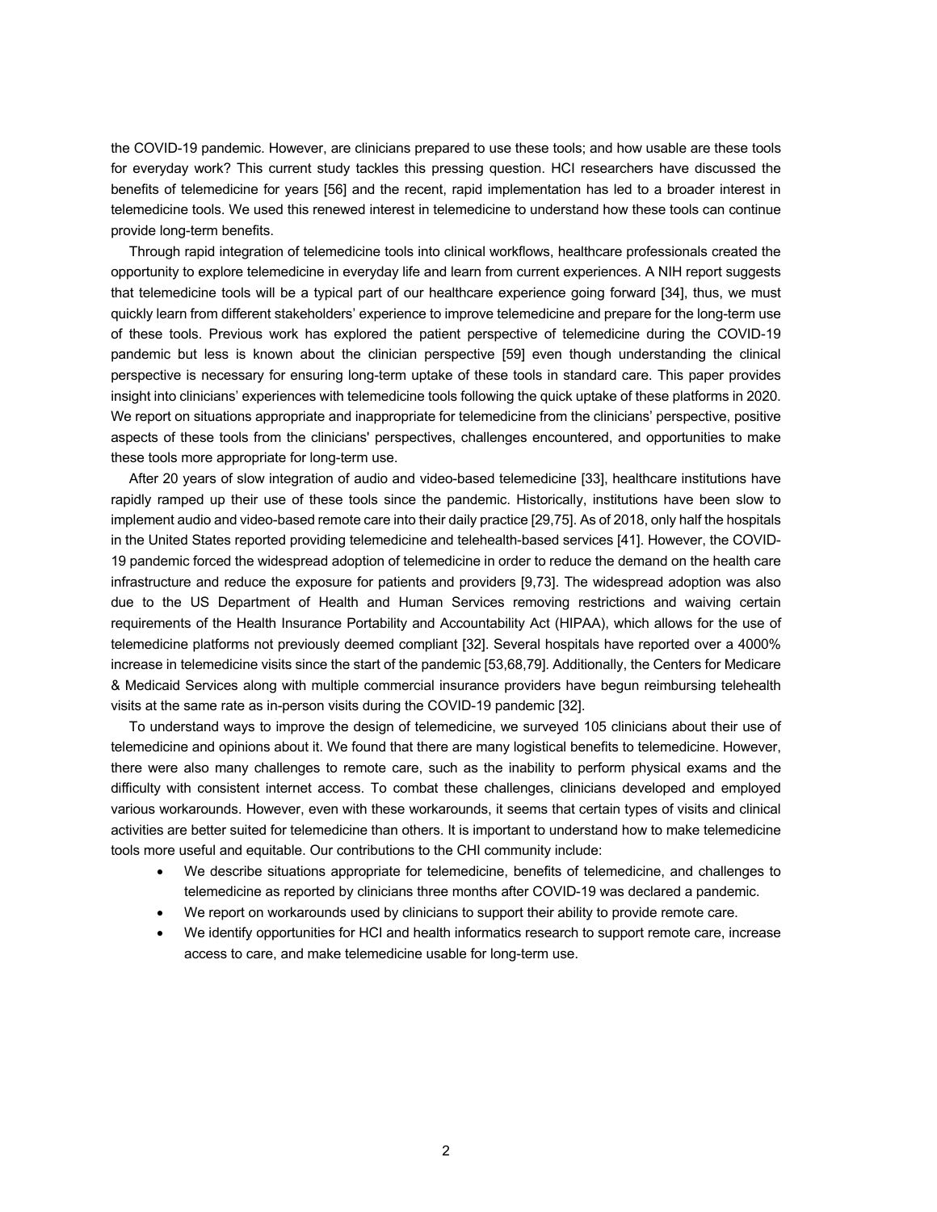the COVID-19 pandemic. However, are clinicians prepared to use these tools; and how usable are these tools for everyday work? This current study tackles this pressing question. HCI researchers have discussed the benefits of telemedicine for years [56] and the recent, rapid implementation has led to a broader interest in telemedicine tools. We used this renewed interest in telemedicine to understand how these tools can continue provide long-term benefits.

Through rapid integration of telemedicine tools into clinical workflows, healthcare professionals created the opportunity to explore telemedicine in everyday life and learn from current experiences. A NIH report suggests that telemedicine tools will be a typical part of our healthcare experience going forward [34], thus, we must quickly learn from different stakeholders' experience to improve telemedicine and prepare for the long-term use of these tools. Previous work has explored the patient perspective of telemedicine during the COVID-19 pandemic but less is known about the clinician perspective [59] even though understanding the clinical perspective is necessary for ensuring long-term uptake of these tools in standard care. This paper provides insight into clinicians' experiences with telemedicine tools following the quick uptake of these platforms in 2020. We report on situations appropriate and inappropriate for telemedicine from the clinicians' perspective, positive aspects of these tools from the clinicians' perspectives, challenges encountered, and opportunities to make these tools more appropriate for long-term use.

After 20 years of slow integration of audio and video-based telemedicine [33], healthcare institutions have rapidly ramped up their use of these tools since the pandemic. Historically, institutions have been slow to implement audio and video-based remote care into their daily practice [29,75]. As of 2018, only half the hospitals in the United States reported providing telemedicine and telehealth-based services [41]. However, the COVID-19 pandemic forced the widespread adoption of telemedicine in order to reduce the demand on the health care infrastructure and reduce the exposure for patients and providers [9,73]. The widespread adoption was also due to the US Department of Health and Human Services removing restrictions and waiving certain requirements of the Health Insurance Portability and Accountability Act (HIPAA), which allows for the use of telemedicine platforms not previously deemed compliant [32]. Several hospitals have reported over a 4000% increase in telemedicine visits since the start of the pandemic [53,68,79]. Additionally, the Centers for Medicare & Medicaid Services along with multiple commercial insurance providers have begun reimbursing telehealth visits at the same rate as in-person visits during the COVID-19 pandemic [32].

To understand ways to improve the design of telemedicine, we surveyed 105 clinicians about their use of telemedicine and opinions about it. We found that there are many logistical benefits to telemedicine. However, there were also many challenges to remote care, such as the inability to perform physical exams and the difficulty with consistent internet access. To combat these challenges, clinicians developed and employed various workarounds. However, even with these workarounds, it seems that certain types of visits and clinical activities are better suited for telemedicine than others. It is important to understand how to make telemedicine tools more useful and equitable. Our contributions to the CHI community include:

- We describe situations appropriate for telemedicine, benefits of telemedicine, and challenges to telemedicine as reported by clinicians three months after COVID-19 was declared a pandemic.
- We report on workarounds used by clinicians to support their ability to provide remote care.
- We identify opportunities for HCI and health informatics research to support remote care, increase access to care, and make telemedicine usable for long-term use.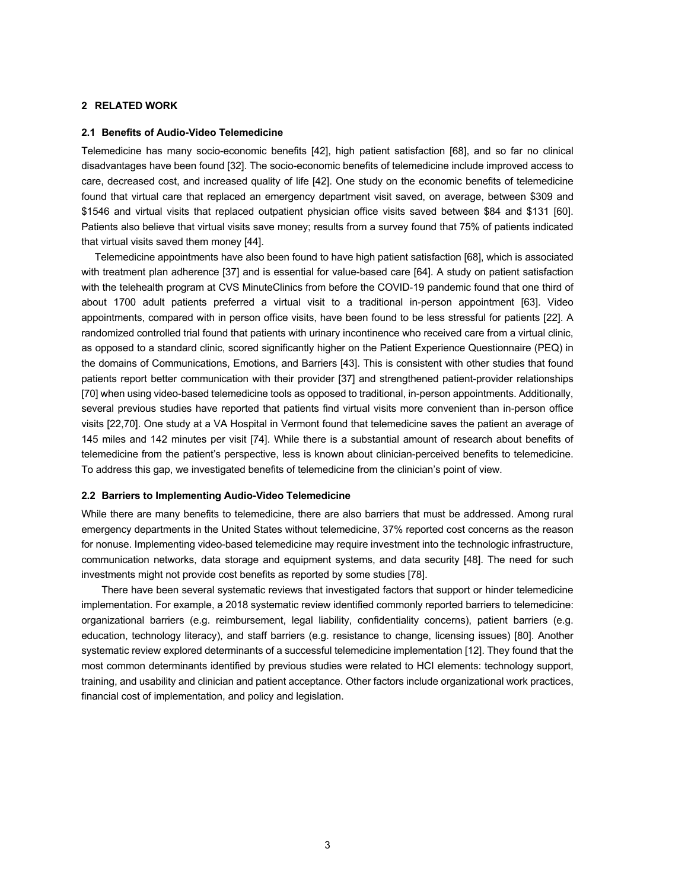## 2 RELATED WORK

### 2.1 Benefits of Audio-Video Telemedicine

Telemedicine has many socio-economic benefits [42], high patient satisfaction [68], and so far no clinical disadvantages have been found [32]. The socio-economic benefits of telemedicine include improved access to care, decreased cost, and increased quality of life [42]. One study on the economic benefits of telemedicine found that virtual care that replaced an emergency department visit saved, on average, between $309 and $1546 and virtual visits that replaced outpatient physician office visits saved between $84 and $131 [60]. Patients also believe that virtual visits save money; results from a survey found that 75% of patients indicated that virtual visits saved them money [44].

Telemedicine appointments have also been found to have high patient satisfaction [68], which is associated with treatment plan adherence [37] and is essential for value-based care [64]. A study on patient satisfaction with the telehealth program at CVS MinuteClinics from before the COVID-19 pandemic found that one third of about 1700 adult patients preferred a virtual visit to a traditional in-person appointment [63]. Video appointments, compared with in person office visits, have been found to be less stressful for patients [22]. A randomized controlled trial found that patients with urinary incontinence who received care from a virtual clinic, as opposed to a standard clinic, scored significantly higher on the Patient Experience Questionnaire (PEQ) in the domains of Communications, Emotions, and Barriers [43]. This is consistent with other studies that found patients report better communication with their provider [37] and strengthened patient-provider relationships [70] when using video-based telemedicine tools as opposed to traditional, in-person appointments. Additionally, several previous studies have reported that patients find virtual visits more convenient than in-person office visits [22,70]. One study at a VA Hospital in Vermont found that telemedicine saves the patient an average of 145 miles and 142 minutes per visit [74]. While there is a substantial amount of research about benefits of telemedicine from the patient's perspective, less is known about clinician-perceived benefits to telemedicine. To address this gap, we investigated benefits of telemedicine from the clinician's point of view.

### 2.2 Barriers to Implementing Audio-Video Telemedicine

While there are many benefits to telemedicine, there are also barriers that must be addressed. Among rural emergency departments in the United States without telemedicine, 37% reported cost concerns as the reason for nonuse. Implementing video-based telemedicine may require investment into the technologic infrastructure, communication networks, data storage and equipment systems, and data security [48]. The need for such investments might not provide cost benefits as reported by some studies [78].

There have been several systematic reviews that investigated factors that support or hinder telemedicine implementation. For example, a 2018 systematic review identified commonly reported barriers to telemedicine: organizational barriers (e.g. reimbursement, legal liability, confidentiality concerns), patient barriers (e.g. education, technology literacy), and staff barriers (e.g. resistance to change, licensing issues) [80]. Another systematic review explored determinants of a successful telemedicine implementation [12]. They found that the most common determinants identified by previous studies were related to HCI elements: technology support, training, and usability and clinician and patient acceptance. Other factors include organizational work practices, financial cost of implementation, and policy and legislation.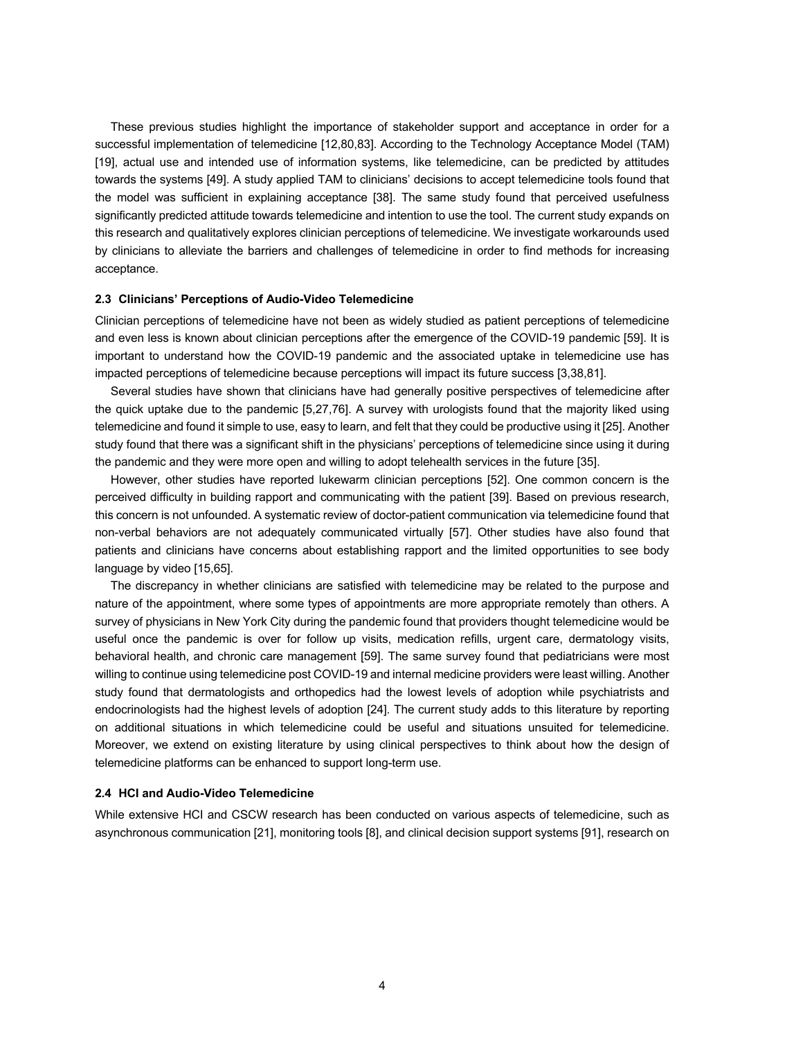These previous studies highlight the importance of stakeholder support and acceptance in order for a successful implementation of telemedicine [12,80,83]. According to the Technology Acceptance Model (TAM) [19], actual use and intended use of information systems, like telemedicine, can be predicted by attitudes towards the systems [49]. A study applied TAM to clinicians' decisions to accept telemedicine tools found that the model was sufficient in explaining acceptance [38]. The same study found that perceived usefulness significantly predicted attitude towards telemedicine and intention to use the tool. The current study expands on this research and qualitatively explores clinician perceptions of telemedicine. We investigate workarounds used by clinicians to alleviate the barriers and challenges of telemedicine in order to find methods for increasing acceptance.

### 2.3 Clinicians' Perceptions of Audio-Video Telemedicine

Clinician perceptions of telemedicine have not been as widely studied as patient perceptions of telemedicine and even less is known about clinician perceptions after the emergence of the COVID-19 pandemic [59]. It is important to understand how the COVID-19 pandemic and the associated uptake in telemedicine use has impacted perceptions of telemedicine because perceptions will impact its future success [3,38,81].

Several studies have shown that clinicians have had generally positive perspectives of telemedicine after the quick uptake due to the pandemic [5,27,76]. A survey with urologists found that the majority liked using telemedicine and found it simple to use, easy to learn, and felt that they could be productive using it [25]. Another study found that there was a significant shift in the physicians' perceptions of telemedicine since using it during the pandemic and they were more open and willing to adopt telehealth services in the future [35].

However, other studies have reported lukewarm clinician perceptions [52]. One common concern is the perceived difficulty in building rapport and communicating with the patient [39]. Based on previous research, this concern is not unfounded. A systematic review of doctor-patient communication via telemedicine found that non-verbal behaviors are not adequately communicated virtually [57]. Other studies have also found that patients and clinicians have concerns about establishing rapport and the limited opportunities to see body language by video [15,65].

The discrepancy in whether clinicians are satisfied with telemedicine may be related to the purpose and nature of the appointment, where some types of appointments are more appropriate remotely than others. A survey of physicians in New York City during the pandemic found that providers thought telemedicine would be useful once the pandemic is over for follow up visits, medication refills, urgent care, dermatology visits, behavioral health, and chronic care management [59]. The same survey found that pediatricians were most willing to continue using telemedicine post COVID-19 and internal medicine providers were least willing. Another study found that dermatologists and orthopedics had the lowest levels of adoption while psychiatrists and endocrinologists had the highest levels of adoption [24]. The current study adds to this literature by reporting on additional situations in which telemedicine could be useful and situations unsuited for telemedicine. Moreover, we extend on existing literature by using clinical perspectives to think about how the design of telemedicine platforms can be enhanced to support long-term use.

### 2.4 HCI and Audio-Video Telemedicine

While extensive HCI and CSCW research has been conducted on various aspects of telemedicine, such as asynchronous communication [21], monitoring tools [8], and clinical decision support systems [91], research on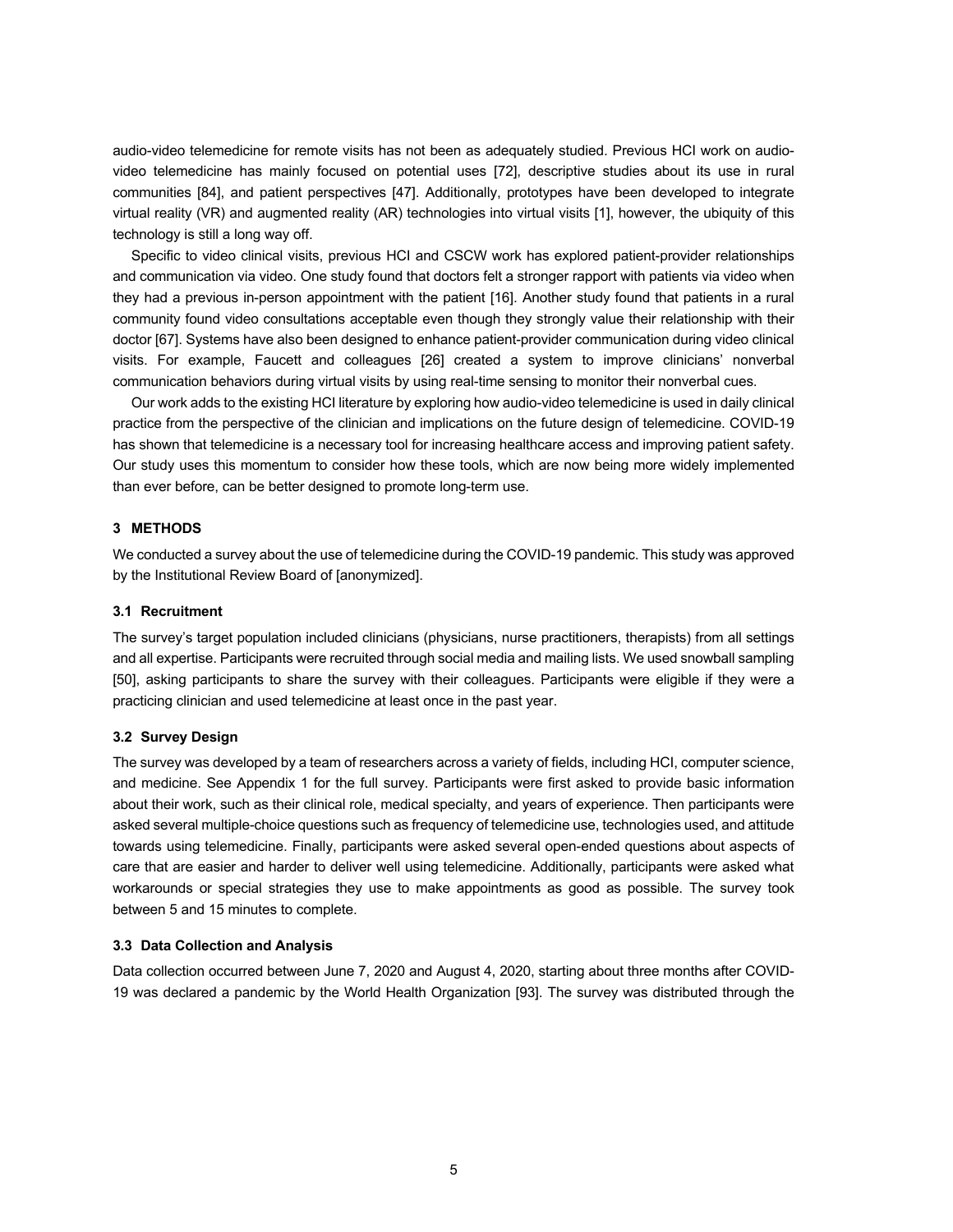audio-video telemedicine for remote visits has not been as adequately studied. Previous HCI work on audio-video telemedicine has mainly focused on potential uses [72], descriptive studies about its use in rural communities [84], and patient perspectives [47]. Additionally, prototypes have been developed to integrate virtual reality (VR) and augmented reality (AR) technologies into virtual visits [1], however, the ubiquity of this technology is still a long way off.

Specific to video clinical visits, previous HCI and CSCW work has explored patient-provider relationships and communication via video. One study found that doctors felt a stronger rapport with patients via video when they had a previous in-person appointment with the patient [16]. Another study found that patients in a rural community found video consultations acceptable even though they strongly value their relationship with their doctor [67]. Systems have also been designed to enhance patient-provider communication during video clinical visits. For example, Faucett and colleagues [26] created a system to improve clinicians' nonverbal communication behaviors during virtual visits by using real-time sensing to monitor their nonverbal cues.

Our work adds to the existing HCI literature by exploring how audio-video telemedicine is used in daily clinical practice from the perspective of the clinician and implications on the future design of telemedicine. COVID-19 has shown that telemedicine is a necessary tool for increasing healthcare access and improving patient safety. Our study uses this momentum to consider how these tools, which are now being more widely implemented than ever before, can be better designed to promote long-term use.

## 3 METHODS

We conducted a survey about the use of telemedicine during the COVID-19 pandemic. This study was approved by the Institutional Review Board of [anonymized].

### 3.1 Recruitment

The survey's target population included clinicians (physicians, nurse practitioners, therapists) from all settings and all expertise. Participants were recruited through social media and mailing lists. We used snowball sampling [50], asking participants to share the survey with their colleagues. Participants were eligible if they were a practicing clinician and used telemedicine at least once in the past year.

### 3.2 Survey Design

The survey was developed by a team of researchers across a variety of fields, including HCI, computer science, and medicine. See Appendix 1 for the full survey. Participants were first asked to provide basic information about their work, such as their clinical role, medical specialty, and years of experience. Then participants were asked several multiple-choice questions such as frequency of telemedicine use, technologies used, and attitude towards using telemedicine. Finally, participants were asked several open-ended questions about aspects of care that are easier and harder to deliver well using telemedicine. Additionally, participants were asked what workarounds or special strategies they use to make appointments as good as possible. The survey took between 5 and 15 minutes to complete.

### 3.3 Data Collection and Analysis

Data collection occurred between June 7, 2020 and August 4, 2020, starting about three months after COVID-19 was declared a pandemic by the World Health Organization [93]. The survey was distributed through the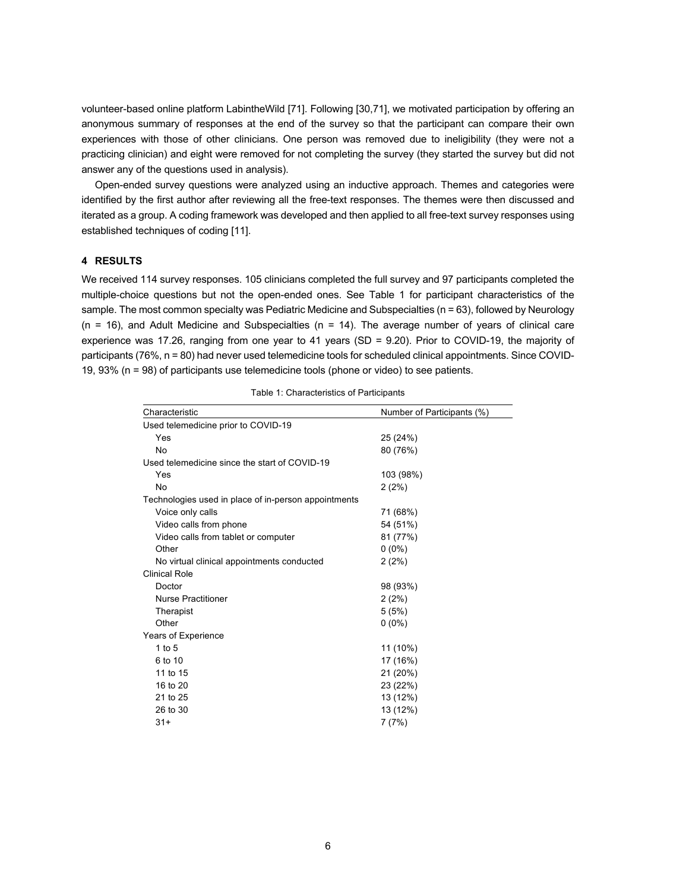volunteer-based online platform LabintheWild [71]. Following [30,71], we motivated participation by offering an anonymous summary of responses at the end of the survey so that the participant can compare their own experiences with those of other clinicians. One person was removed due to ineligibility (they were not a practicing clinician) and eight were removed for not completing the survey (they started the survey but did not answer any of the questions used in analysis).

Open-ended survey questions were analyzed using an inductive approach. Themes and categories were identified by the first author after reviewing all the free-text responses. The themes were then discussed and iterated as a group. A coding framework was developed and then applied to all free-text survey responses using established techniques of coding [11].

## 4 RESULTS

We received 114 survey responses. 105 clinicians completed the full survey and 97 participants completed the multiple-choice questions but not the open-ended ones. See Table 1 for participant characteristics of the sample. The most common specialty was Pediatric Medicine and Subspecialties (n = 63), followed by Neurology (n = 16), and Adult Medicine and Subspecialties (n = 14). The average number of years of clinical care experience was 17.26, ranging from one year to 41 years (SD = 9.20). Prior to COVID-19, the majority of participants (76%, n = 80) had never used telemedicine tools for scheduled clinical appointments. Since COVID-19, 93% (n = 98) of participants use telemedicine tools (phone or video) to see patients.

Table 1: Characteristics of Participants

| Characteristic | Number of Participants (%) |
|---|---|
| Used telemedicine prior to COVID-19 | |
| Yes | 25 (24%) |
| No | 80 (76%) |
| Used telemedicine since the start of COVID-19 | |
| Yes | 103 (98%) |
| No | 2 (2%) |
| Technologies used in place of in-person appointments | |
| Voice only calls | 71 (68%) |
| Video calls from phone | 54 (51%) |
| Video calls from tablet or computer | 81 (77%) |
| Other | 0 (0%) |
| No virtual clinical appointments conducted | 2 (2%) |
| Clinical Role | |
| Doctor | 98 (93%) |
| Nurse Practitioner | 2 (2%) |
| Therapist | 5 (5%) |
| Other | 0 (0%) |
| Years of Experience | |
| 1 to 5 | 11 (10%) |
| 6 to 10 | 17 (16%) |
| 11 to 15 | 21 (20%) |
| 16 to 20 | 23 (22%) |
| 21 to 25 | 13 (12%) |
| 26 to 30 | 13 (12%) |
| 31+ | 7 (7%) |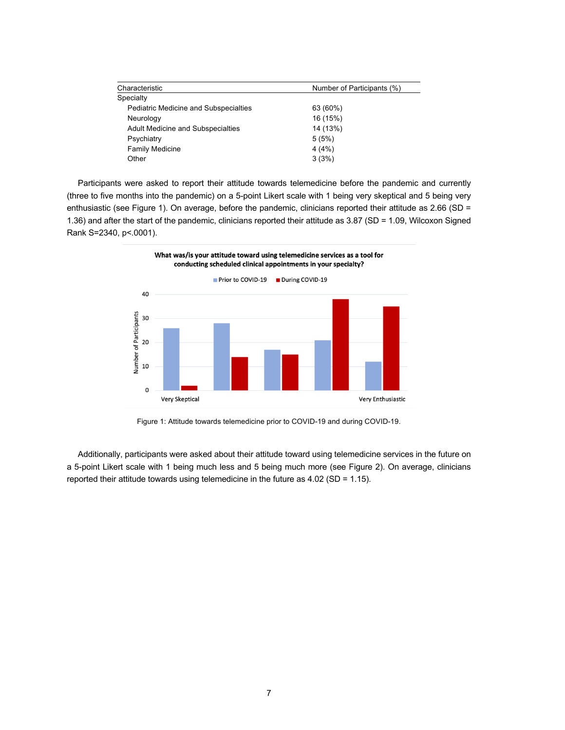| Characteristic | Number of Participants (%) |
|---|---|
| Specialty | |
| Pediatric Medicine and Subspecialties | 63 (60%) |
| Neurology | 16 (15%) |
| Adult Medicine and Subspecialties | 14 (13%) |
| Psychiatry | 5 (5%) |
| Family Medicine | 4 (4%) |
| Other | 3 (3%) |

Participants were asked to report their attitude towards telemedicine before the pandemic and currently (three to five months into the pandemic) on a 5-point Likert scale with 1 being very skeptical and 5 being very enthusiastic (see Figure 1). On average, before the pandemic, clinicians reported their attitude as 2.66 (SD = 1.36) and after the start of the pandemic, clinicians reported their attitude as 3.87 (SD = 1.09, Wilcoxon Signed Rank S=2340, p<.0001).

Figure 1: Attitude towards telemedicine prior to COVID-19 and during COVID-19.

Additionally, participants were asked about their attitude toward using telemedicine services in the future on a 5-point Likert scale with 1 being much less and 5 being much more (see Figure 2). On average, clinicians reported their attitude towards using telemedicine in the future as 4.02 (SD = 1.15).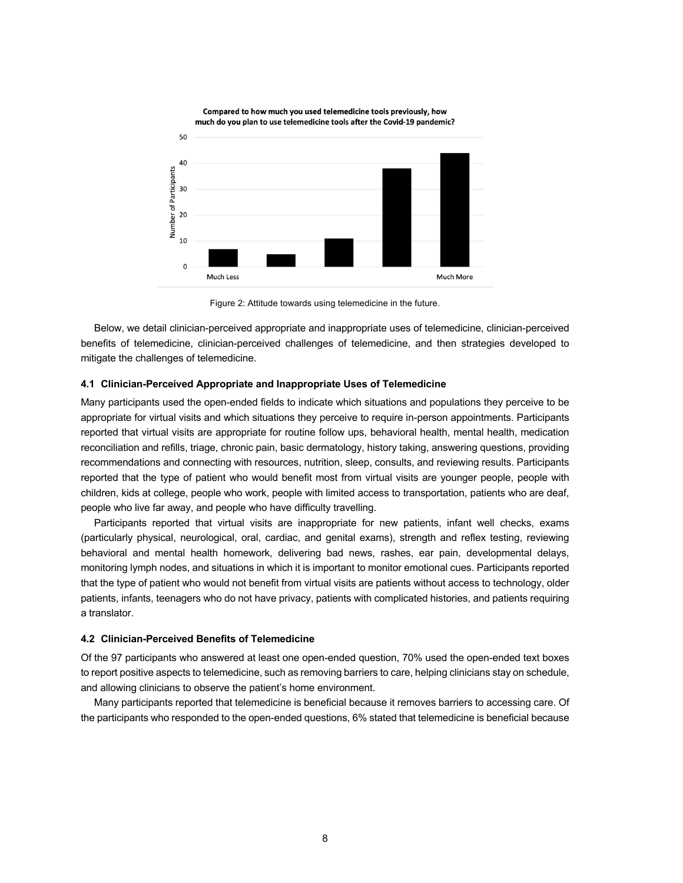Figure 2: Attitude towards using telemedicine in the future.

Below, we detail clinician-perceived appropriate and inappropriate uses of telemedicine, clinician-perceived benefits of telemedicine, clinician-perceived challenges of telemedicine, and then strategies developed to mitigate the challenges of telemedicine.

### 4.1 Clinician-Perceived Appropriate and Inappropriate Uses of Telemedicine

Many participants used the open-ended fields to indicate which situations and populations they perceive to be appropriate for virtual visits and which situations they perceive to require in-person appointments. Participants reported that virtual visits are appropriate for routine follow ups, behavioral health, mental health, medication reconciliation and refills, triage, chronic pain, basic dermatology, history taking, answering questions, providing recommendations and connecting with resources, nutrition, sleep, consults, and reviewing results. Participants reported that the type of patient who would benefit most from virtual visits are younger people, people with children, kids at college, people who work, people with limited access to transportation, patients who are deaf, people who live far away, and people who have difficulty travelling.

Participants reported that virtual visits are inappropriate for new patients, infant well checks, exams (particularly physical, neurological, oral, cardiac, and genital exams), strength and reflex testing, reviewing behavioral and mental health homework, delivering bad news, rashes, ear pain, developmental delays, monitoring lymph nodes, and situations in which it is important to monitor emotional cues. Participants reported that the type of patient who would not benefit from virtual visits are patients without access to technology, older patients, infants, teenagers who do not have privacy, patients with complicated histories, and patients requiring a translator.

### 4.2 Clinician-Perceived Benefits of Telemedicine

Of the 97 participants who answered at least one open-ended question, 70% used the open-ended text boxes to report positive aspects to telemedicine, such as removing barriers to care, helping clinicians stay on schedule, and allowing clinicians to observe the patient's home environment.

Many participants reported that telemedicine is beneficial because it removes barriers to accessing care. Of the participants who responded to the open-ended questions, 6% stated that telemedicine is beneficial because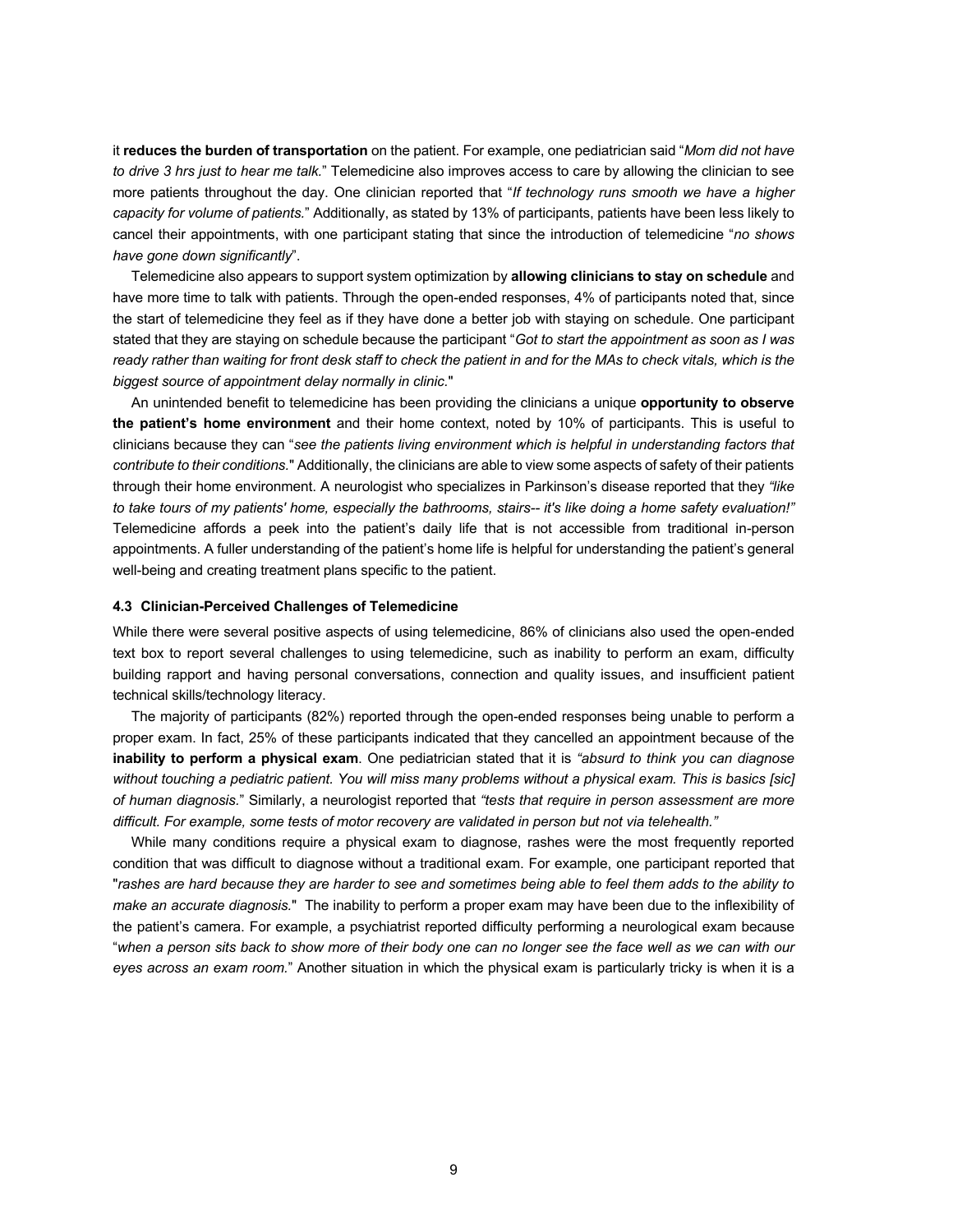it **reduces the burden of transportation** on the patient. For example, one pediatrician said "*Mom did not have to drive 3 hrs just to hear me talk.*" Telemedicine also improves access to care by allowing the clinician to see more patients throughout the day. One clinician reported that "*If technology runs smooth we have a higher capacity for volume of patients.*" Additionally, as stated by 13% of participants, patients have been less likely to cancel their appointments, with one participant stating that since the introduction of telemedicine "*no shows have gone down significantly*".

Telemedicine also appears to support system optimization by **allowing clinicians to stay on schedule** and have more time to talk with patients. Through the open-ended responses, 4% of participants noted that, since the start of telemedicine they feel as if they have done a better job with staying on schedule. One participant stated that they are staying on schedule because the participant "*Got to start the appointment as soon as I was ready rather than waiting for front desk staff to check the patient in and for the MAs to check vitals, which is the biggest source of appointment delay normally in clinic.*"

An unintended benefit to telemedicine has been providing the clinicians a unique **opportunity to observe the patient's home environment** and their home context, noted by 10% of participants. This is useful to clinicians because they can "*see the patients living environment which is helpful in understanding factors that contribute to their conditions.*" Additionally, the clinicians are able to view some aspects of safety of their patients through their home environment. A neurologist who specializes in Parkinson's disease reported that they *"like to take tours of my patients' home, especially the bathrooms, stairs-- it's like doing a home safety evaluation!"* Telemedicine affords a peek into the patient's daily life that is not accessible from traditional in-person appointments. A fuller understanding of the patient's home life is helpful for understanding the patient's general well-being and creating treatment plans specific to the patient.

### 4.3 Clinician-Perceived Challenges of Telemedicine

While there were several positive aspects of using telemedicine, 86% of clinicians also used the open-ended text box to report several challenges to using telemedicine, such as inability to perform an exam, difficulty building rapport and having personal conversations, connection and quality issues, and insufficient patient technical skills/technology literacy.

The majority of participants (82%) reported through the open-ended responses being unable to perform a proper exam. In fact, 25% of these participants indicated that they cancelled an appointment because of the **inability to perform a physical exam**. One pediatrician stated that it is *"absurd to think you can diagnose without touching a pediatric patient. You will miss many problems without a physical exam. This is basics [sic] of human diagnosis.*" Similarly, a neurologist reported that *"tests that require in person assessment are more difficult. For example, some tests of motor recovery are validated in person but not via telehealth."*

While many conditions require a physical exam to diagnose, rashes were the most frequently reported condition that was difficult to diagnose without a traditional exam. For example, one participant reported that "*rashes are hard because they are harder to see and sometimes being able to feel them adds to the ability to make an accurate diagnosis.*" The inability to perform a proper exam may have been due to the inflexibility of the patient's camera. For example, a psychiatrist reported difficulty performing a neurological exam because "*when a person sits back to show more of their body one can no longer see the face well as we can with our eyes across an exam room.*" Another situation in which the physical exam is particularly tricky is when it is a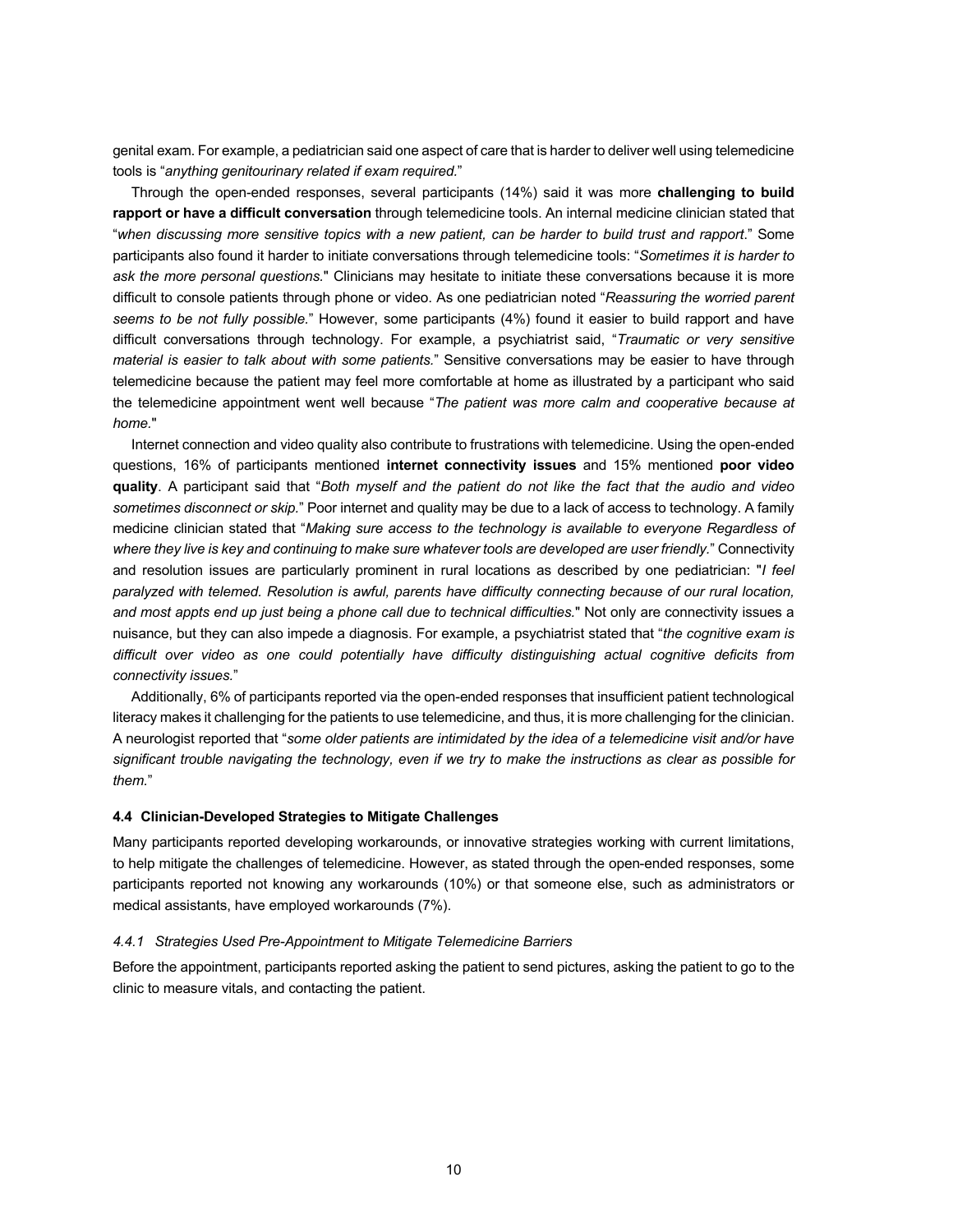genital exam. For example, a pediatrician said one aspect of care that is harder to deliver well using telemedicine tools is "*anything genitourinary related if exam required.*"

Through the open-ended responses, several participants (14%) said it was more **challenging to build rapport or have a difficult conversation** through telemedicine tools. An internal medicine clinician stated that "*when discussing more sensitive topics with a new patient, can be harder to build trust and rapport.*" Some participants also found it harder to initiate conversations through telemedicine tools: "*Sometimes it is harder to ask the more personal questions.*" Clinicians may hesitate to initiate these conversations because it is more difficult to console patients through phone or video. As one pediatrician noted "*Reassuring the worried parent seems to be not fully possible.*" However, some participants (4%) found it easier to build rapport and have difficult conversations through technology. For example, a psychiatrist said, "*Traumatic or very sensitive material is easier to talk about with some patients.*" Sensitive conversations may be easier to have through telemedicine because the patient may feel more comfortable at home as illustrated by a participant who said the telemedicine appointment went well because "*The patient was more calm and cooperative because at home.*"

Internet connection and video quality also contribute to frustrations with telemedicine. Using the open-ended questions, 16% of participants mentioned **internet connectivity issues** and 15% mentioned **poor video quality**. A participant said that "*Both myself and the patient do not like the fact that the audio and video sometimes disconnect or skip.*" Poor internet and quality may be due to a lack of access to technology. A family medicine clinician stated that "*Making sure access to the technology is available to everyone Regardless of where they live is key and continuing to make sure whatever tools are developed are user friendly.*" Connectivity and resolution issues are particularly prominent in rural locations as described by one pediatrician: "*I feel paralyzed with telemed. Resolution is awful, parents have difficulty connecting because of our rural location, and most appts end up just being a phone call due to technical difficulties.*" Not only are connectivity issues a nuisance, but they can also impede a diagnosis. For example, a psychiatrist stated that "*the cognitive exam is difficult over video as one could potentially have difficulty distinguishing actual cognitive deficits from connectivity issues.*"

Additionally, 6% of participants reported via the open-ended responses that insufficient patient technological literacy makes it challenging for the patients to use telemedicine, and thus, it is more challenging for the clinician. A neurologist reported that "*some older patients are intimidated by the idea of a telemedicine visit and/or have significant trouble navigating the technology, even if we try to make the instructions as clear as possible for them.*"

### 4.4 Clinician-Developed Strategies to Mitigate Challenges

Many participants reported developing workarounds, or innovative strategies working with current limitations, to help mitigate the challenges of telemedicine. However, as stated through the open-ended responses, some participants reported not knowing any workarounds (10%) or that someone else, such as administrators or medical assistants, have employed workarounds (7%).

#### *4.4.1 Strategies Used Pre-Appointment to Mitigate Telemedicine Barriers*

Before the appointment, participants reported asking the patient to send pictures, asking the patient to go to the clinic to measure vitals, and contacting the patient.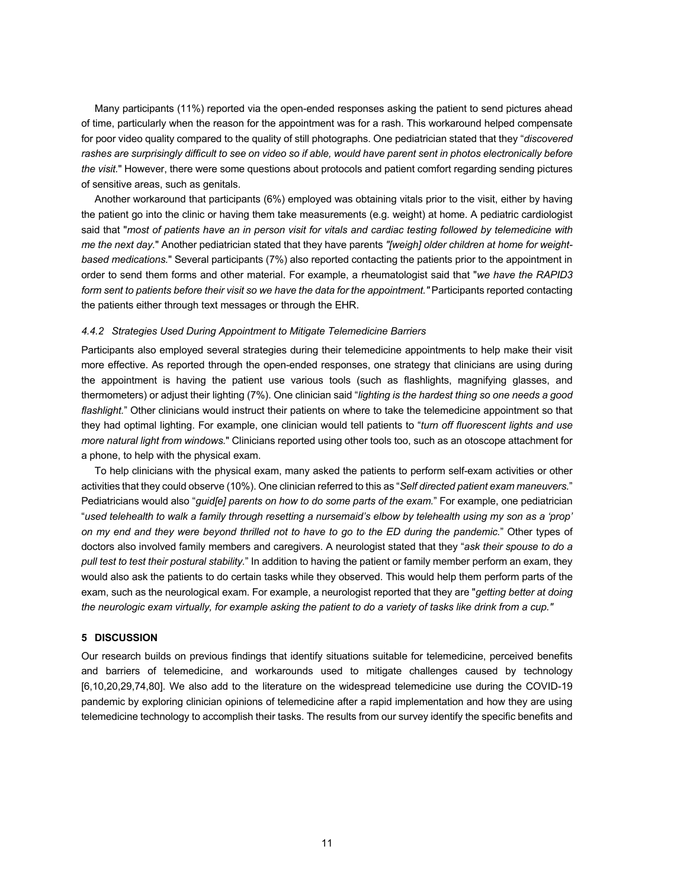Many participants (11%) reported via the open-ended responses asking the patient to send pictures ahead of time, particularly when the reason for the appointment was for a rash. This workaround helped compensate for poor video quality compared to the quality of still photographs. One pediatrician stated that they "*discovered rashes are surprisingly difficult to see on video so if able, would have parent sent in photos electronically before the visit.*" However, there were some questions about protocols and patient comfort regarding sending pictures of sensitive areas, such as genitals.

Another workaround that participants (6%) employed was obtaining vitals prior to the visit, either by having the patient go into the clinic or having them take measurements (e.g. weight) at home. A pediatric cardiologist said that "*most of patients have an in person visit for vitals and cardiac testing followed by telemedicine with me the next day.*" Another pediatrician stated that they have parents *"[weigh] older children at home for weight-based medications.*" Several participants (7%) also reported contacting the patients prior to the appointment in order to send them forms and other material. For example, a rheumatologist said that "*we have the RAPID3 form sent to patients before their visit so we have the data for the appointment."* Participants reported contacting the patients either through text messages or through the EHR.

#### *4.4.2 Strategies Used During Appointment to Mitigate Telemedicine Barriers*

Participants also employed several strategies during their telemedicine appointments to help make their visit more effective. As reported through the open-ended responses, one strategy that clinicians are using during the appointment is having the patient use various tools (such as flashlights, magnifying glasses, and thermometers) or adjust their lighting (7%). One clinician said "*lighting is the hardest thing so one needs a good flashlight.*" Other clinicians would instruct their patients on where to take the telemedicine appointment so that they had optimal lighting. For example, one clinician would tell patients to "*turn off fluorescent lights and use more natural light from windows.*" Clinicians reported using other tools too, such as an otoscope attachment for a phone, to help with the physical exam.

To help clinicians with the physical exam, many asked the patients to perform self-exam activities or other activities that they could observe (10%). One clinician referred to this as "*Self directed patient exam maneuvers.*" Pediatricians would also "*guid[e] parents on how to do some parts of the exam.*" For example, one pediatrician "*used telehealth to walk a family through resetting a nursemaid's elbow by telehealth using my son as a 'prop' on my end and they were beyond thrilled not to have to go to the ED during the pandemic.*" Other types of doctors also involved family members and caregivers. A neurologist stated that they "*ask their spouse to do a pull test to test their postural stability.*" In addition to having the patient or family member perform an exam, they would also ask the patients to do certain tasks while they observed. This would help them perform parts of the exam, such as the neurological exam. For example, a neurologist reported that they are "*getting better at doing the neurologic exam virtually, for example asking the patient to do a variety of tasks like drink from a cup."*

## 5 DISCUSSION

Our research builds on previous findings that identify situations suitable for telemedicine, perceived benefits and barriers of telemedicine, and workarounds used to mitigate challenges caused by technology [6,10,20,29,74,80]. We also add to the literature on the widespread telemedicine use during the COVID-19 pandemic by exploring clinician opinions of telemedicine after a rapid implementation and how they are using telemedicine technology to accomplish their tasks. The results from our survey identify the specific benefits and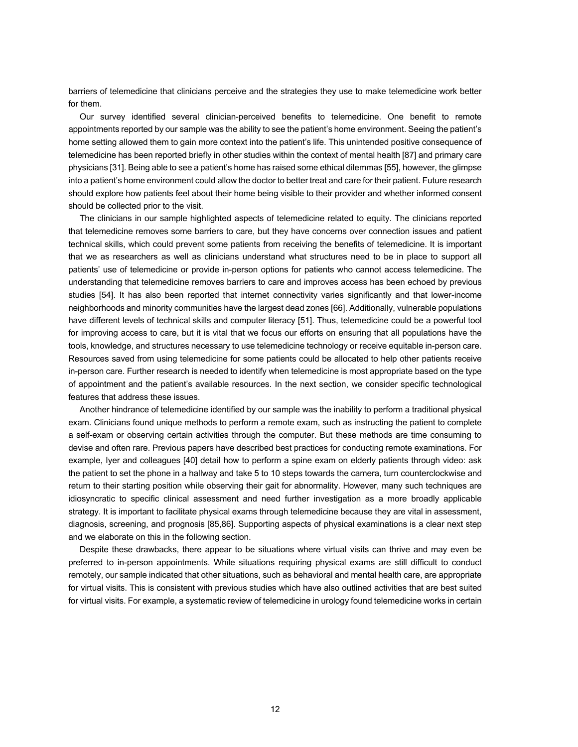barriers of telemedicine that clinicians perceive and the strategies they use to make telemedicine work better for them.

Our survey identified several clinician-perceived benefits to telemedicine. One benefit to remote appointments reported by our sample was the ability to see the patient's home environment. Seeing the patient's home setting allowed them to gain more context into the patient's life. This unintended positive consequence of telemedicine has been reported briefly in other studies within the context of mental health [87] and primary care physicians [31]. Being able to see a patient's home has raised some ethical dilemmas [55], however, the glimpse into a patient's home environment could allow the doctor to better treat and care for their patient. Future research should explore how patients feel about their home being visible to their provider and whether informed consent should be collected prior to the visit.

The clinicians in our sample highlighted aspects of telemedicine related to equity. The clinicians reported that telemedicine removes some barriers to care, but they have concerns over connection issues and patient technical skills, which could prevent some patients from receiving the benefits of telemedicine. It is important that we as researchers as well as clinicians understand what structures need to be in place to support all patients' use of telemedicine or provide in-person options for patients who cannot access telemedicine. The understanding that telemedicine removes barriers to care and improves access has been echoed by previous studies [54]. It has also been reported that internet connectivity varies significantly and that lower-income neighborhoods and minority communities have the largest dead zones [66]. Additionally, vulnerable populations have different levels of technical skills and computer literacy [51]. Thus, telemedicine could be a powerful tool for improving access to care, but it is vital that we focus our efforts on ensuring that all populations have the tools, knowledge, and structures necessary to use telemedicine technology or receive equitable in-person care. Resources saved from using telemedicine for some patients could be allocated to help other patients receive in-person care. Further research is needed to identify when telemedicine is most appropriate based on the type of appointment and the patient's available resources. In the next section, we consider specific technological features that address these issues.

Another hindrance of telemedicine identified by our sample was the inability to perform a traditional physical exam. Clinicians found unique methods to perform a remote exam, such as instructing the patient to complete a self-exam or observing certain activities through the computer. But these methods are time consuming to devise and often rare. Previous papers have described best practices for conducting remote examinations. For example, Iyer and colleagues [40] detail how to perform a spine exam on elderly patients through video: ask the patient to set the phone in a hallway and take 5 to 10 steps towards the camera, turn counterclockwise and return to their starting position while observing their gait for abnormality. However, many such techniques are idiosyncratic to specific clinical assessment and need further investigation as a more broadly applicable strategy. It is important to facilitate physical exams through telemedicine because they are vital in assessment, diagnosis, screening, and prognosis [85,86]. Supporting aspects of physical examinations is a clear next step and we elaborate on this in the following section.

Despite these drawbacks, there appear to be situations where virtual visits can thrive and may even be preferred to in-person appointments. While situations requiring physical exams are still difficult to conduct remotely, our sample indicated that other situations, such as behavioral and mental health care, are appropriate for virtual visits. This is consistent with previous studies which have also outlined activities that are best suited for virtual visits. For example, a systematic review of telemedicine in urology found telemedicine works in certain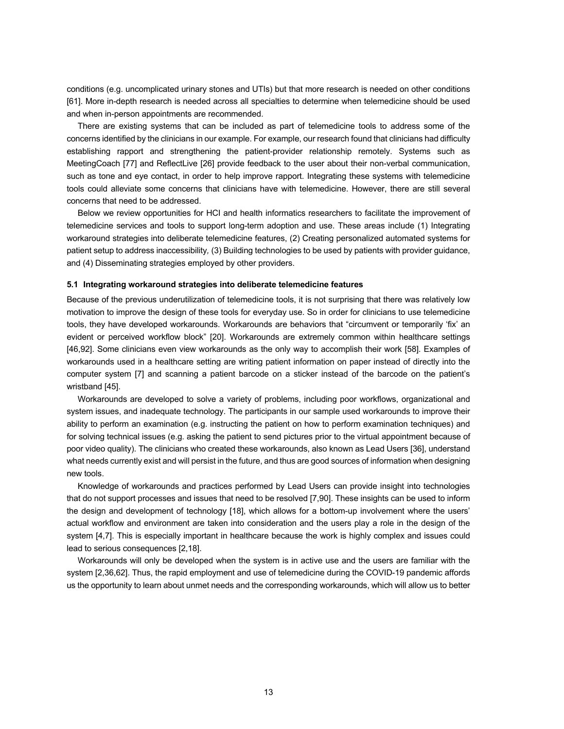conditions (e.g. uncomplicated urinary stones and UTIs) but that more research is needed on other conditions [61]. More in-depth research is needed across all specialties to determine when telemedicine should be used and when in-person appointments are recommended.

There are existing systems that can be included as part of telemedicine tools to address some of the concerns identified by the clinicians in our example. For example, our research found that clinicians had difficulty establishing rapport and strengthening the patient-provider relationship remotely. Systems such as MeetingCoach [77] and ReflectLive [26] provide feedback to the user about their non-verbal communication, such as tone and eye contact, in order to help improve rapport. Integrating these systems with telemedicine tools could alleviate some concerns that clinicians have with telemedicine. However, there are still several concerns that need to be addressed.

Below we review opportunities for HCI and health informatics researchers to facilitate the improvement of telemedicine services and tools to support long-term adoption and use. These areas include (1) Integrating workaround strategies into deliberate telemedicine features, (2) Creating personalized automated systems for patient setup to address inaccessibility*,* (3) Building technologies to be used by patients with provider guidance, and (4) Disseminating strategies employed by other providers.

### 5.1 Integrating workaround strategies into deliberate telemedicine features

Because of the previous underutilization of telemedicine tools, it is not surprising that there was relatively low motivation to improve the design of these tools for everyday use. So in order for clinicians to use telemedicine tools, they have developed workarounds. Workarounds are behaviors that "circumvent or temporarily 'fix' an evident or perceived workflow block" [20]. Workarounds are extremely common within healthcare settings [46,92]. Some clinicians even view workarounds as the only way to accomplish their work [58]. Examples of workarounds used in a healthcare setting are writing patient information on paper instead of directly into the computer system [7] and scanning a patient barcode on a sticker instead of the barcode on the patient's wristband [45].

Workarounds are developed to solve a variety of problems, including poor workflows, organizational and system issues, and inadequate technology. The participants in our sample used workarounds to improve their ability to perform an examination (e.g. instructing the patient on how to perform examination techniques) and for solving technical issues (e.g. asking the patient to send pictures prior to the virtual appointment because of poor video quality). The clinicians who created these workarounds, also known as Lead Users [36], understand what needs currently exist and will persist in the future, and thus are good sources of information when designing new tools.

Knowledge of workarounds and practices performed by Lead Users can provide insight into technologies that do not support processes and issues that need to be resolved [7,90]. These insights can be used to inform the design and development of technology [18], which allows for a bottom-up involvement where the users' actual workflow and environment are taken into consideration and the users play a role in the design of the system [4,7]. This is especially important in healthcare because the work is highly complex and issues could lead to serious consequences [2,18].

Workarounds will only be developed when the system is in active use and the users are familiar with the system [2,36,62]. Thus, the rapid employment and use of telemedicine during the COVID-19 pandemic affords us the opportunity to learn about unmet needs and the corresponding workarounds, which will allow us to better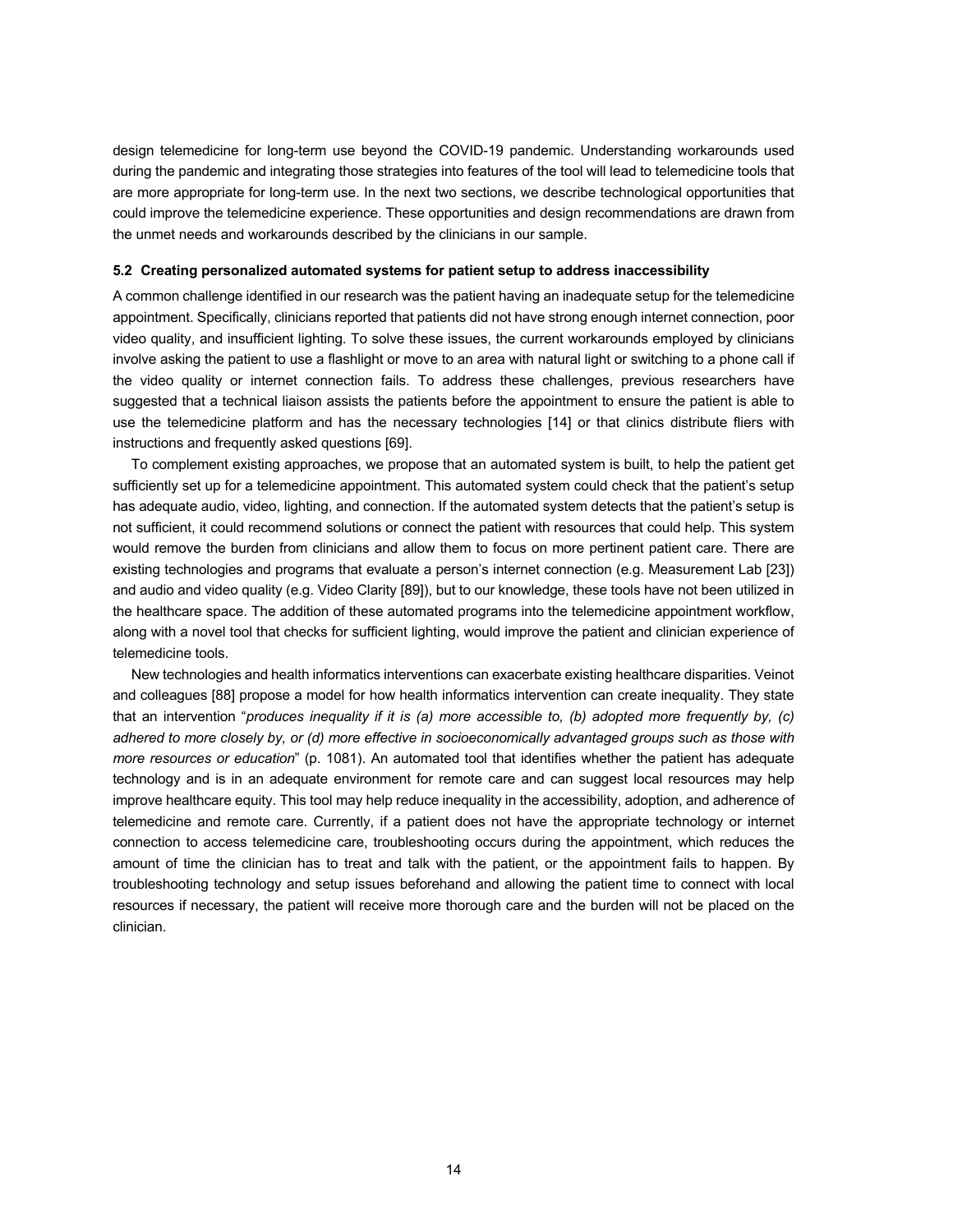design telemedicine for long-term use beyond the COVID-19 pandemic. Understanding workarounds used during the pandemic and integrating those strategies into features of the tool will lead to telemedicine tools that are more appropriate for long-term use. In the next two sections, we describe technological opportunities that could improve the telemedicine experience. These opportunities and design recommendations are drawn from the unmet needs and workarounds described by the clinicians in our sample.

### 5.2 Creating personalized automated systems for patient setup to address inaccessibility

A common challenge identified in our research was the patient having an inadequate setup for the telemedicine appointment. Specifically, clinicians reported that patients did not have strong enough internet connection, poor video quality, and insufficient lighting. To solve these issues, the current workarounds employed by clinicians involve asking the patient to use a flashlight or move to an area with natural light or switching to a phone call if the video quality or internet connection fails. To address these challenges, previous researchers have suggested that a technical liaison assists the patients before the appointment to ensure the patient is able to use the telemedicine platform and has the necessary technologies [14] or that clinics distribute fliers with instructions and frequently asked questions [69].

To complement existing approaches, we propose that an automated system is built, to help the patient get sufficiently set up for a telemedicine appointment. This automated system could check that the patient's setup has adequate audio, video, lighting, and connection. If the automated system detects that the patient's setup is not sufficient, it could recommend solutions or connect the patient with resources that could help. This system would remove the burden from clinicians and allow them to focus on more pertinent patient care. There are existing technologies and programs that evaluate a person's internet connection (e.g. Measurement Lab [23]) and audio and video quality (e.g. Video Clarity [89]), but to our knowledge, these tools have not been utilized in the healthcare space. The addition of these automated programs into the telemedicine appointment workflow, along with a novel tool that checks for sufficient lighting, would improve the patient and clinician experience of telemedicine tools.

New technologies and health informatics interventions can exacerbate existing healthcare disparities. Veinot and colleagues [88] propose a model for how health informatics intervention can create inequality. They state that an intervention "*produces inequality if it is (a) more accessible to, (b) adopted more frequently by, (c) adhered to more closely by, or (d) more effective in socioeconomically advantaged groups such as those with more resources or education*" (p. 1081). An automated tool that identifies whether the patient has adequate technology and is in an adequate environment for remote care and can suggest local resources may help improve healthcare equity. This tool may help reduce inequality in the accessibility, adoption, and adherence of telemedicine and remote care. Currently, if a patient does not have the appropriate technology or internet connection to access telemedicine care, troubleshooting occurs during the appointment, which reduces the amount of time the clinician has to treat and talk with the patient, or the appointment fails to happen. By troubleshooting technology and setup issues beforehand and allowing the patient time to connect with local resources if necessary, the patient will receive more thorough care and the burden will not be placed on the clinician.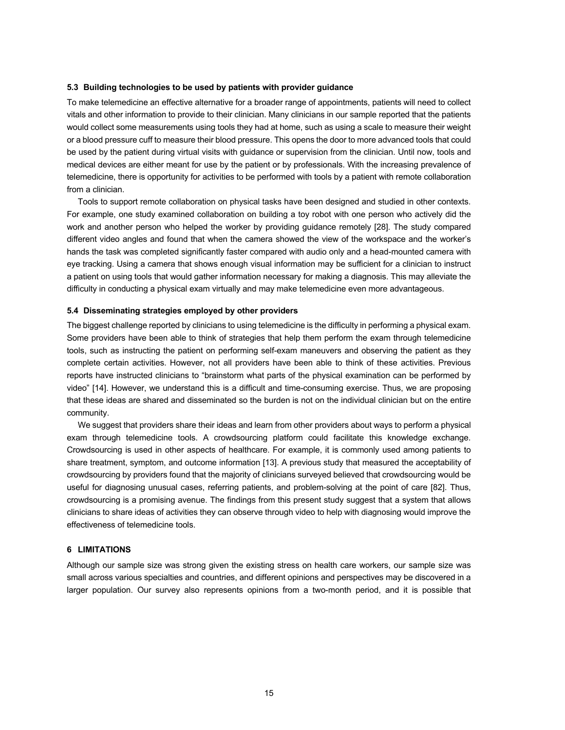### 5.3 Building technologies to be used by patients with provider guidance

To make telemedicine an effective alternative for a broader range of appointments, patients will need to collect vitals and other information to provide to their clinician. Many clinicians in our sample reported that the patients would collect some measurements using tools they had at home, such as using a scale to measure their weight or a blood pressure cuff to measure their blood pressure. This opens the door to more advanced tools that could be used by the patient during virtual visits with guidance or supervision from the clinician. Until now, tools and medical devices are either meant for use by the patient or by professionals. With the increasing prevalence of telemedicine, there is opportunity for activities to be performed with tools by a patient with remote collaboration from a clinician.

Tools to support remote collaboration on physical tasks have been designed and studied in other contexts. For example, one study examined collaboration on building a toy robot with one person who actively did the work and another person who helped the worker by providing guidance remotely [28]. The study compared different video angles and found that when the camera showed the view of the workspace and the worker's hands the task was completed significantly faster compared with audio only and a head-mounted camera with eye tracking. Using a camera that shows enough visual information may be sufficient for a clinician to instruct a patient on using tools that would gather information necessary for making a diagnosis. This may alleviate the difficulty in conducting a physical exam virtually and may make telemedicine even more advantageous.

### 5.4 Disseminating strategies employed by other providers

The biggest challenge reported by clinicians to using telemedicine is the difficulty in performing a physical exam. Some providers have been able to think of strategies that help them perform the exam through telemedicine tools, such as instructing the patient on performing self-exam maneuvers and observing the patient as they complete certain activities. However, not all providers have been able to think of these activities. Previous reports have instructed clinicians to "brainstorm what parts of the physical examination can be performed by video" [14]. However, we understand this is a difficult and time-consuming exercise. Thus, we are proposing that these ideas are shared and disseminated so the burden is not on the individual clinician but on the entire community.

We suggest that providers share their ideas and learn from other providers about ways to perform a physical exam through telemedicine tools. A crowdsourcing platform could facilitate this knowledge exchange. Crowdsourcing is used in other aspects of healthcare. For example, it is commonly used among patients to share treatment, symptom, and outcome information [13]. A previous study that measured the acceptability of crowdsourcing by providers found that the majority of clinicians surveyed believed that crowdsourcing would be useful for diagnosing unusual cases, referring patients, and problem-solving at the point of care [82]. Thus, crowdsourcing is a promising avenue. The findings from this present study suggest that a system that allows clinicians to share ideas of activities they can observe through video to help with diagnosing would improve the effectiveness of telemedicine tools.

## 6 LIMITATIONS

Although our sample size was strong given the existing stress on health care workers, our sample size was small across various specialties and countries, and different opinions and perspectives may be discovered in a larger population. Our survey also represents opinions from a two-month period, and it is possible that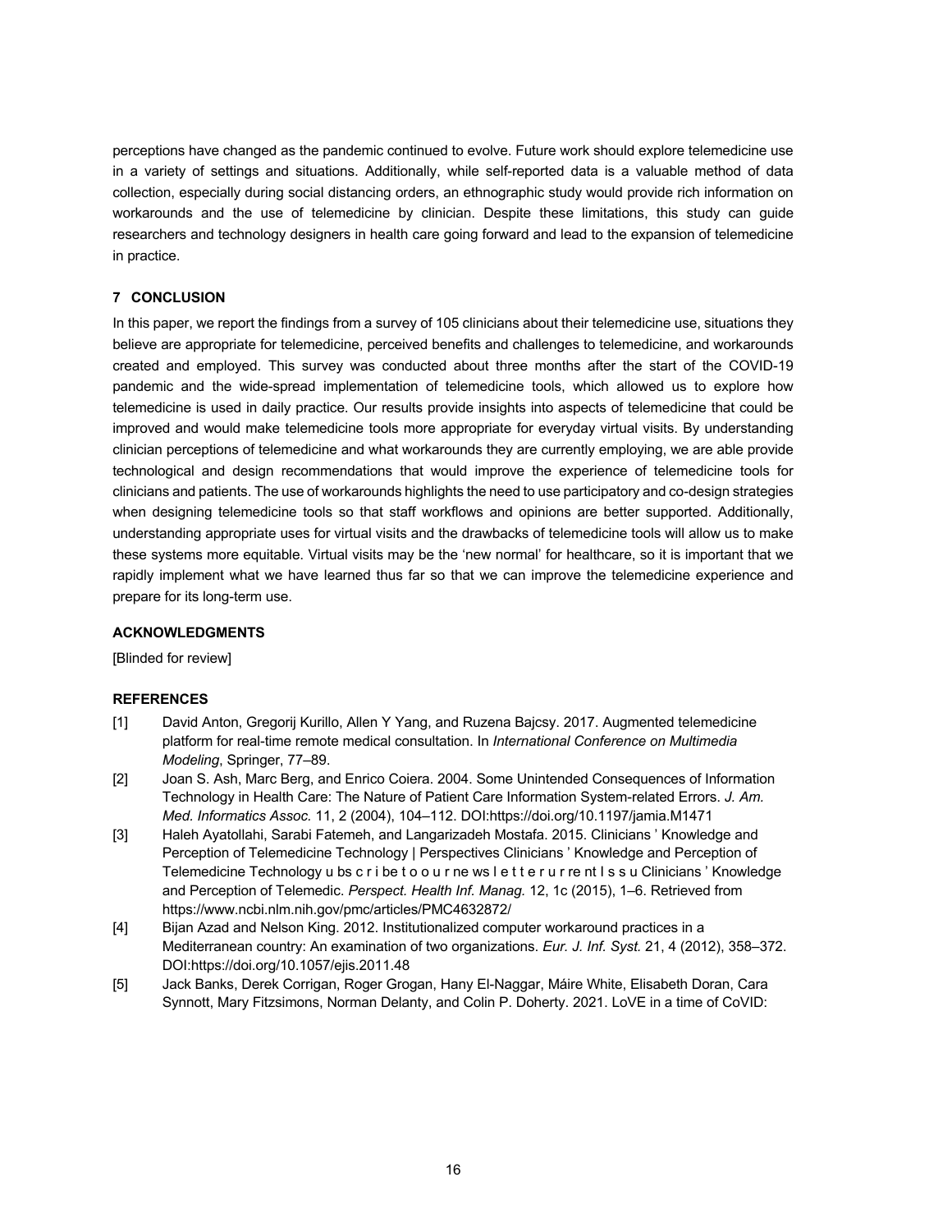perceptions have changed as the pandemic continued to evolve. Future work should explore telemedicine use in a variety of settings and situations. Additionally, while self-reported data is a valuable method of data collection, especially during social distancing orders, an ethnographic study would provide rich information on workarounds and the use of telemedicine by clinician. Despite these limitations, this study can guide researchers and technology designers in health care going forward and lead to the expansion of telemedicine in practice.

## 7 CONCLUSION

In this paper, we report the findings from a survey of 105 clinicians about their telemedicine use, situations they believe are appropriate for telemedicine, perceived benefits and challenges to telemedicine, and workarounds created and employed. This survey was conducted about three months after the start of the COVID-19 pandemic and the wide-spread implementation of telemedicine tools, which allowed us to explore how telemedicine is used in daily practice. Our results provide insights into aspects of telemedicine that could be improved and would make telemedicine tools more appropriate for everyday virtual visits. By understanding clinician perceptions of telemedicine and what workarounds they are currently employing, we are able provide technological and design recommendations that would improve the experience of telemedicine tools for clinicians and patients. The use of workarounds highlights the need to use participatory and co-design strategies when designing telemedicine tools so that staff workflows and opinions are better supported. Additionally, understanding appropriate uses for virtual visits and the drawbacks of telemedicine tools will allow us to make these systems more equitable. Virtual visits may be the 'new normal' for healthcare, so it is important that we rapidly implement what we have learned thus far so that we can improve the telemedicine experience and prepare for its long-term use.

## ACKNOWLEDGMENTS

[Blinded for review]

## REFERENCES

[1] David Anton, Gregorij Kurillo, Allen Y Yang, and Ruzena Bajcsy. 2017. Augmented telemedicine platform for real-time remote medical consultation. In *International Conference on Multimedia Modeling*, Springer, 77–89.

[2] Joan S. Ash, Marc Berg, and Enrico Coiera. 2004. Some Unintended Consequences of Information Technology in Health Care: The Nature of Patient Care Information System-related Errors. *J. Am. Med. Informatics Assoc.* 11, 2 (2004), 104–112. DOI:https://doi.org/10.1197/jamia.M1471

[3] Haleh Ayatollahi, Sarabi Fatemeh, and Langarizadeh Mostafa. 2015. Clinicians ' Knowledge and Perception of Telemedicine Technology | Perspectives Clinicians ' Knowledge and Perception of Telemedicine Technology u bs c r i be t o o u r ne ws l e t t e r u r re nt I s s u Clinicians ' Knowledge and Perception of Telemedic. *Perspect. Health Inf. Manag.* 12, 1c (2015), 1–6. Retrieved from https://www.ncbi.nlm.nih.gov/pmc/articles/PMC4632872/

[4] Bijan Azad and Nelson King. 2012. Institutionalized computer workaround practices in a Mediterranean country: An examination of two organizations. *Eur. J. Inf. Syst.* 21, 4 (2012), 358–372. DOI:https://doi.org/10.1057/ejis.2011.48

[5] Jack Banks, Derek Corrigan, Roger Grogan, Hany El-Naggar, Máire White, Elisabeth Doran, Cara Synnott, Mary Fitzsimons, Norman Delanty, and Colin P. Doherty. 2021. LoVE in a time of CoVID: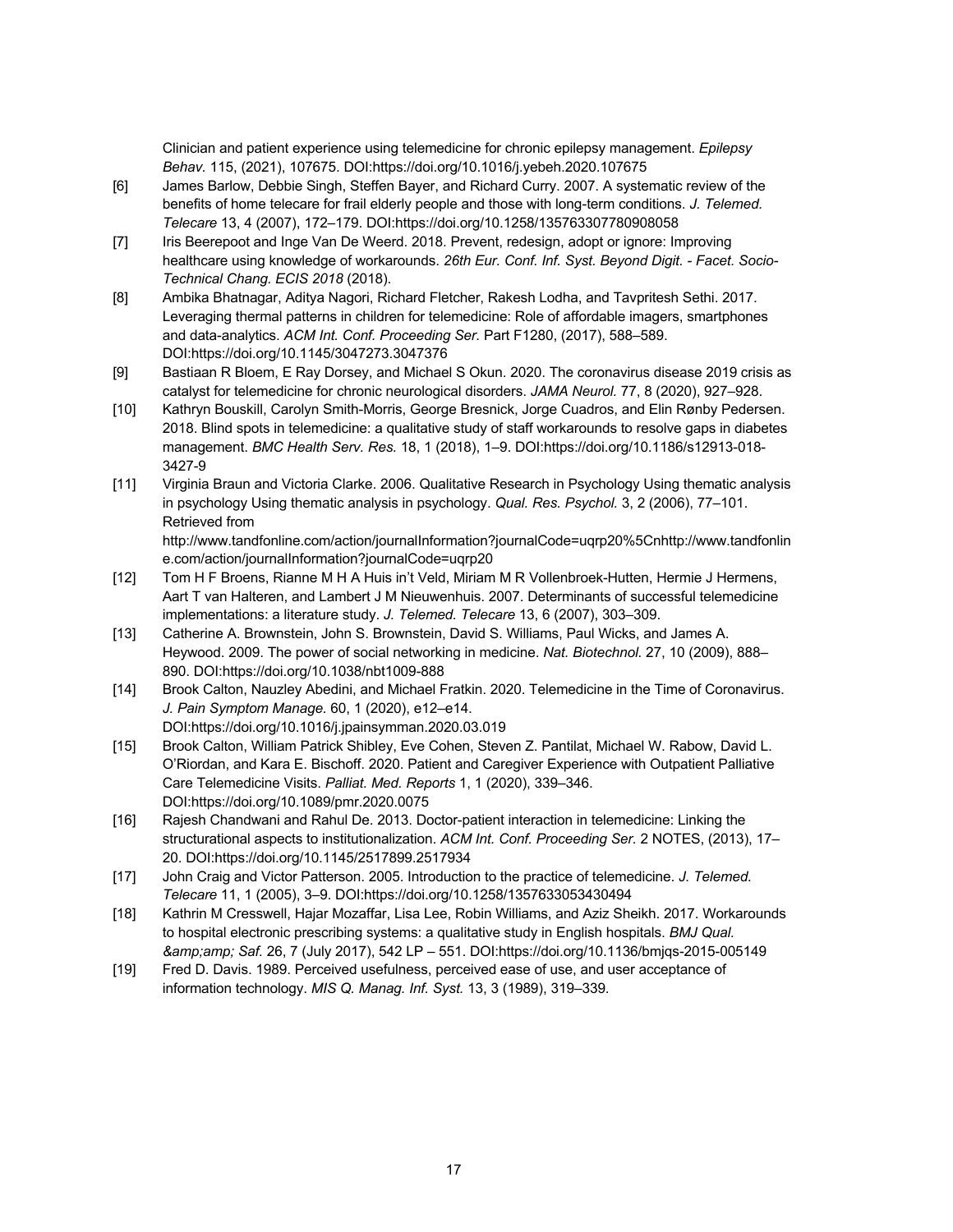Clinician and patient experience using telemedicine for chronic epilepsy management. *Epilepsy Behav.* 115, (2021), 107675. DOI:https://doi.org/10.1016/j.yebeh.2020.107675

[6] James Barlow, Debbie Singh, Steffen Bayer, and Richard Curry. 2007. A systematic review of the benefits of home telecare for frail elderly people and those with long-term conditions. *J. Telemed. Telecare* 13, 4 (2007), 172–179. DOI:https://doi.org/10.1258/135763307780908058

[7] Iris Beerepoot and Inge Van De Weerd. 2018. Prevent, redesign, adopt or ignore: Improving healthcare using knowledge of workarounds. *26th Eur. Conf. Inf. Syst. Beyond Digit. - Facet. Socio-Technical Chang. ECIS 2018* (2018).

[8] Ambika Bhatnagar, Aditya Nagori, Richard Fletcher, Rakesh Lodha, and Tavpritesh Sethi. 2017. Leveraging thermal patterns in children for telemedicine: Role of affordable imagers, smartphones and data-analytics. *ACM Int. Conf. Proceeding Ser.* Part F1280, (2017), 588–589. DOI:https://doi.org/10.1145/3047273.3047376

[9] Bastiaan R Bloem, E Ray Dorsey, and Michael S Okun. 2020. The coronavirus disease 2019 crisis as catalyst for telemedicine for chronic neurological disorders. *JAMA Neurol.* 77, 8 (2020), 927–928.

[10] Kathryn Bouskill, Carolyn Smith-Morris, George Bresnick, Jorge Cuadros, and Elin Rønby Pedersen. 2018. Blind spots in telemedicine: a qualitative study of staff workarounds to resolve gaps in diabetes management. *BMC Health Serv. Res.* 18, 1 (2018), 1–9. DOI:https://doi.org/10.1186/s12913-018-3427-9

[11] Virginia Braun and Victoria Clarke. 2006. Qualitative Research in Psychology Using thematic analysis in psychology Using thematic analysis in psychology. *Qual. Res. Psychol.* 3, 2 (2006), 77–101. Retrieved from http://www.tandfonline.com/action/journalInformation?journalCode=uqrp20%5Cnhttp://www.tandfonline.com/action/journalInformation?journalCode=uqrp20

[12] Tom H F Broens, Rianne M H A Huis in't Veld, Miriam M R Vollenbroek-Hutten, Hermie J Hermens, Aart T van Halteren, and Lambert J M Nieuwenhuis. 2007. Determinants of successful telemedicine implementations: a literature study. *J. Telemed. Telecare* 13, 6 (2007), 303–309.

[13] Catherine A. Brownstein, John S. Brownstein, David S. Williams, Paul Wicks, and James A. Heywood. 2009. The power of social networking in medicine. *Nat. Biotechnol.* 27, 10 (2009), 888–890. DOI:https://doi.org/10.1038/nbt1009-888

[14] Brook Calton, Nauzley Abedini, and Michael Fratkin. 2020. Telemedicine in the Time of Coronavirus. *J. Pain Symptom Manage.* 60, 1 (2020), e12–e14. DOI:https://doi.org/10.1016/j.jpainsymman.2020.03.019

[15] Brook Calton, William Patrick Shibley, Eve Cohen, Steven Z. Pantilat, Michael W. Rabow, David L. O'Riordan, and Kara E. Bischoff. 2020. Patient and Caregiver Experience with Outpatient Palliative Care Telemedicine Visits. *Palliat. Med. Reports* 1, 1 (2020), 339–346. DOI:https://doi.org/10.1089/pmr.2020.0075

[16] Rajesh Chandwani and Rahul De. 2013. Doctor-patient interaction in telemedicine: Linking the structurational aspects to institutionalization. *ACM Int. Conf. Proceeding Ser.* 2 NOTES, (2013), 17–20. DOI:https://doi.org/10.1145/2517899.2517934

[17] John Craig and Victor Patterson. 2005. Introduction to the practice of telemedicine. *J. Telemed. Telecare* 11, 1 (2005), 3–9. DOI:https://doi.org/10.1258/1357633053430494

[18] Kathrin M Cresswell, Hajar Mozaffar, Lisa Lee, Robin Williams, and Aziz Sheikh. 2017. Workarounds to hospital electronic prescribing systems: a qualitative study in English hospitals. *BMJ Qual. &amp;amp; Saf.* 26, 7 (July 2017), 542 LP – 551. DOI:https://doi.org/10.1136/bmjqs-2015-005149

[19] Fred D. Davis. 1989. Perceived usefulness, perceived ease of use, and user acceptance of information technology. *MIS Q. Manag. Inf. Syst.* 13, 3 (1989), 319–339.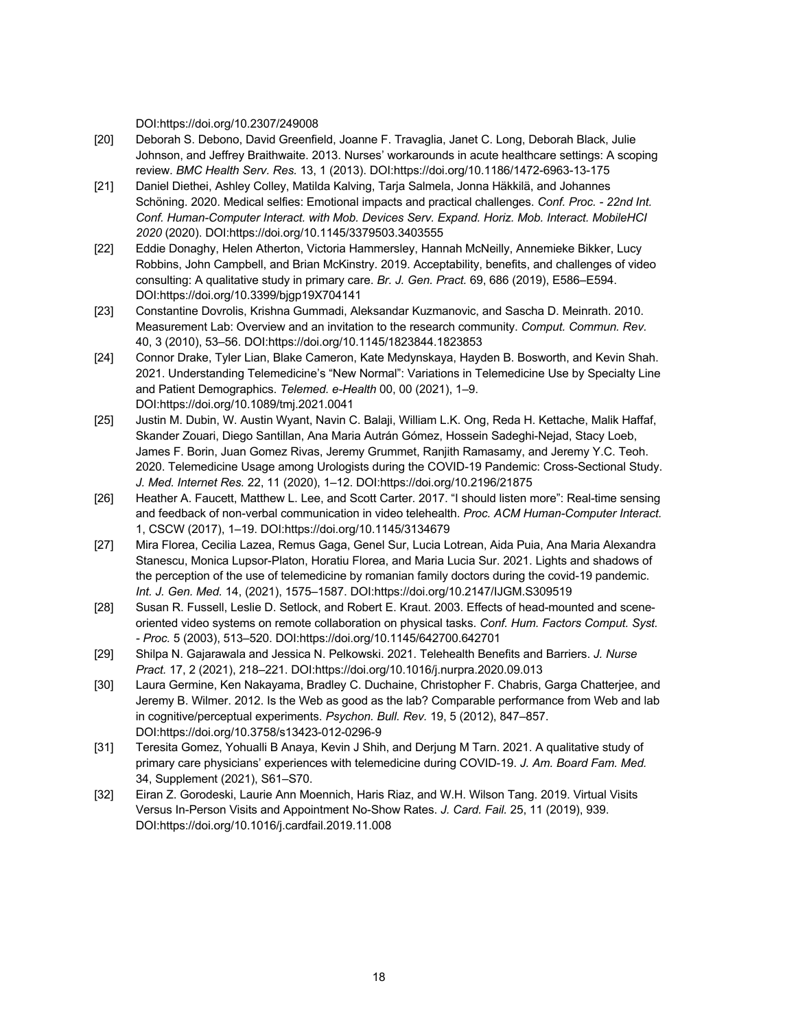DOI:https://doi.org/10.2307/249008

[20] Deborah S. Debono, David Greenfield, Joanne F. Travaglia, Janet C. Long, Deborah Black, Julie Johnson, and Jeffrey Braithwaite. 2013. Nurses' workarounds in acute healthcare settings: A scoping review. *BMC Health Serv. Res.* 13, 1 (2013). DOI:https://doi.org/10.1186/1472-6963-13-175

[21] Daniel Diethei, Ashley Colley, Matilda Kalving, Tarja Salmela, Jonna Häkkilä, and Johannes Schöning. 2020. Medical selfies: Emotional impacts and practical challenges. *Conf. Proc. - 22nd Int. Conf. Human-Computer Interact. with Mob. Devices Serv. Expand. Horiz. Mob. Interact. MobileHCI 2020* (2020). DOI:https://doi.org/10.1145/3379503.3403555

[22] Eddie Donaghy, Helen Atherton, Victoria Hammersley, Hannah McNeilly, Annemieke Bikker, Lucy Robbins, John Campbell, and Brian McKinstry. 2019. Acceptability, benefits, and challenges of video consulting: A qualitative study in primary care. *Br. J. Gen. Pract.* 69, 686 (2019), E586–E594. DOI:https://doi.org/10.3399/bjgp19X704141

[23] Constantine Dovrolis, Krishna Gummadi, Aleksandar Kuzmanovic, and Sascha D. Meinrath. 2010. Measurement Lab: Overview and an invitation to the research community. *Comput. Commun. Rev.* 40, 3 (2010), 53–56. DOI:https://doi.org/10.1145/1823844.1823853

[24] Connor Drake, Tyler Lian, Blake Cameron, Kate Medynskaya, Hayden B. Bosworth, and Kevin Shah. 2021. Understanding Telemedicine's "New Normal": Variations in Telemedicine Use by Specialty Line and Patient Demographics. *Telemed. e-Health* 00, 00 (2021), 1–9. DOI:https://doi.org/10.1089/tmj.2021.0041

[25] Justin M. Dubin, W. Austin Wyant, Navin C. Balaji, William L.K. Ong, Reda H. Kettache, Malik Haffaf, Skander Zouari, Diego Santillan, Ana Maria Autrán Gómez, Hossein Sadeghi-Nejad, Stacy Loeb, James F. Borin, Juan Gomez Rivas, Jeremy Grummet, Ranjith Ramasamy, and Jeremy Y.C. Teoh. 2020. Telemedicine Usage among Urologists during the COVID-19 Pandemic: Cross-Sectional Study. *J. Med. Internet Res.* 22, 11 (2020), 1–12. DOI:https://doi.org/10.2196/21875

[26] Heather A. Faucett, Matthew L. Lee, and Scott Carter. 2017. "I should listen more": Real-time sensing and feedback of non-verbal communication in video telehealth. *Proc. ACM Human-Computer Interact.* 1, CSCW (2017), 1–19. DOI:https://doi.org/10.1145/3134679

[27] Mira Florea, Cecilia Lazea, Remus Gaga, Genel Sur, Lucia Lotrean, Aida Puia, Ana Maria Alexandra Stanescu, Monica Lupsor-Platon, Horatiu Florea, and Maria Lucia Sur. 2021. Lights and shadows of the perception of the use of telemedicine by romanian family doctors during the covid-19 pandemic. *Int. J. Gen. Med.* 14, (2021), 1575–1587. DOI:https://doi.org/10.2147/IJGM.S309519

[28] Susan R. Fussell, Leslie D. Setlock, and Robert E. Kraut. 2003. Effects of head-mounted and scene-oriented video systems on remote collaboration on physical tasks. *Conf. Hum. Factors Comput. Syst. - Proc.* 5 (2003), 513–520. DOI:https://doi.org/10.1145/642700.642701

[29] Shilpa N. Gajarawala and Jessica N. Pelkowski. 2021. Telehealth Benefits and Barriers. *J. Nurse Pract.* 17, 2 (2021), 218–221. DOI:https://doi.org/10.1016/j.nurpra.2020.09.013

[30] Laura Germine, Ken Nakayama, Bradley C. Duchaine, Christopher F. Chabris, Garga Chatterjee, and Jeremy B. Wilmer. 2012. Is the Web as good as the lab? Comparable performance from Web and lab in cognitive/perceptual experiments. *Psychon. Bull. Rev.* 19, 5 (2012), 847–857. DOI:https://doi.org/10.3758/s13423-012-0296-9

[31] Teresita Gomez, Yohualli B Anaya, Kevin J Shih, and Derjung M Tarn. 2021. A qualitative study of primary care physicians' experiences with telemedicine during COVID-19. *J. Am. Board Fam. Med.* 34, Supplement (2021), S61–S70.

[32] Eiran Z. Gorodeski, Laurie Ann Moennich, Haris Riaz, and W.H. Wilson Tang. 2019. Virtual Visits Versus In-Person Visits and Appointment No-Show Rates. *J. Card. Fail.* 25, 11 (2019), 939. DOI:https://doi.org/10.1016/j.cardfail.2019.11.008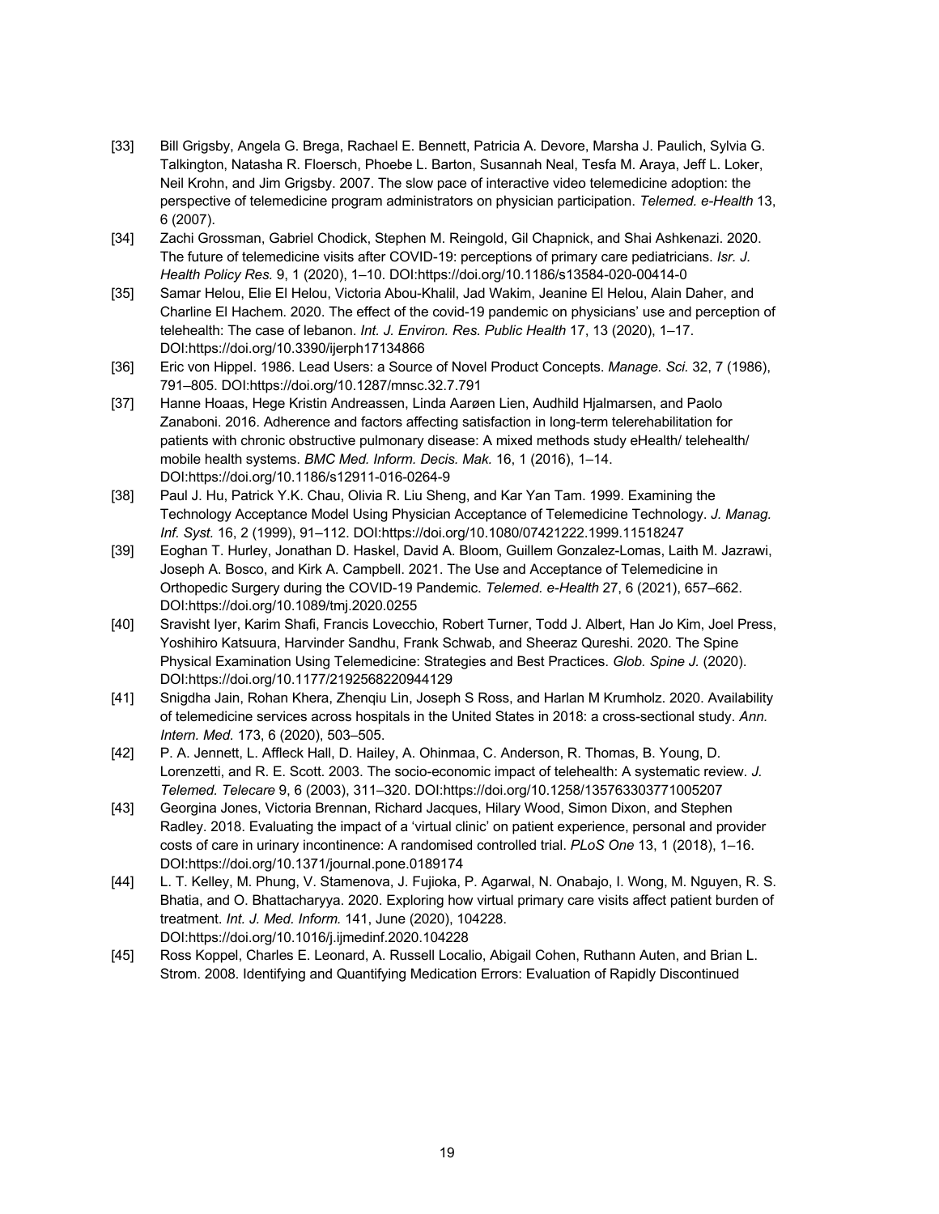[33] Bill Grigsby, Angela G. Brega, Rachael E. Bennett, Patricia A. Devore, Marsha J. Paulich, Sylvia G. Talkington, Natasha R. Floersch, Phoebe L. Barton, Susannah Neal, Tesfa M. Araya, Jeff L. Loker, Neil Krohn, and Jim Grigsby. 2007. The slow pace of interactive video telemedicine adoption: the perspective of telemedicine program administrators on physician participation. *Telemed. e-Health* 13, 6 (2007).

[34] Zachi Grossman, Gabriel Chodick, Stephen M. Reingold, Gil Chapnick, and Shai Ashkenazi. 2020. The future of telemedicine visits after COVID-19: perceptions of primary care pediatricians. *Isr. J. Health Policy Res.* 9, 1 (2020), 1–10. DOI:https://doi.org/10.1186/s13584-020-00414-0

[35] Samar Helou, Elie El Helou, Victoria Abou-Khalil, Jad Wakim, Jeanine El Helou, Alain Daher, and Charline El Hachem. 2020. The effect of the covid-19 pandemic on physicians' use and perception of telehealth: The case of lebanon. *Int. J. Environ. Res. Public Health* 17, 13 (2020), 1–17. DOI:https://doi.org/10.3390/ijerph17134866

[36] Eric von Hippel. 1986. Lead Users: a Source of Novel Product Concepts. *Manage. Sci.* 32, 7 (1986), 791–805. DOI:https://doi.org/10.1287/mnsc.32.7.791

[37] Hanne Hoaas, Hege Kristin Andreassen, Linda Aarøen Lien, Audhild Hjalmarsen, and Paolo Zanaboni. 2016. Adherence and factors affecting satisfaction in long-term telerehabilitation for patients with chronic obstructive pulmonary disease: A mixed methods study eHealth/ telehealth/ mobile health systems. *BMC Med. Inform. Decis. Mak.* 16, 1 (2016), 1–14. DOI:https://doi.org/10.1186/s12911-016-0264-9

[38] Paul J. Hu, Patrick Y.K. Chau, Olivia R. Liu Sheng, and Kar Yan Tam. 1999. Examining the Technology Acceptance Model Using Physician Acceptance of Telemedicine Technology. *J. Manag. Inf. Syst.* 16, 2 (1999), 91–112. DOI:https://doi.org/10.1080/07421222.1999.11518247

[39] Eoghan T. Hurley, Jonathan D. Haskel, David A. Bloom, Guillem Gonzalez-Lomas, Laith M. Jazrawi, Joseph A. Bosco, and Kirk A. Campbell. 2021. The Use and Acceptance of Telemedicine in Orthopedic Surgery during the COVID-19 Pandemic. *Telemed. e-Health* 27, 6 (2021), 657–662. DOI:https://doi.org/10.1089/tmj.2020.0255

[40] Sravisht Iyer, Karim Shafi, Francis Lovecchio, Robert Turner, Todd J. Albert, Han Jo Kim, Joel Press, Yoshihiro Katsuura, Harvinder Sandhu, Frank Schwab, and Sheeraz Qureshi. 2020. The Spine Physical Examination Using Telemedicine: Strategies and Best Practices. *Glob. Spine J.* (2020). DOI:https://doi.org/10.1177/2192568220944129

[41] Snigdha Jain, Rohan Khera, Zhenqiu Lin, Joseph S Ross, and Harlan M Krumholz. 2020. Availability of telemedicine services across hospitals in the United States in 2018: a cross-sectional study. *Ann. Intern. Med.* 173, 6 (2020), 503–505.

[42] P. A. Jennett, L. Affleck Hall, D. Hailey, A. Ohinmaa, C. Anderson, R. Thomas, B. Young, D. Lorenzetti, and R. E. Scott. 2003. The socio-economic impact of telehealth: A systematic review. *J. Telemed. Telecare* 9, 6 (2003), 311–320. DOI:https://doi.org/10.1258/135763303771005207

[43] Georgina Jones, Victoria Brennan, Richard Jacques, Hilary Wood, Simon Dixon, and Stephen Radley. 2018. Evaluating the impact of a 'virtual clinic' on patient experience, personal and provider costs of care in urinary incontinence: A randomised controlled trial. *PLoS One* 13, 1 (2018), 1–16. DOI:https://doi.org/10.1371/journal.pone.0189174

[44] L. T. Kelley, M. Phung, V. Stamenova, J. Fujioka, P. Agarwal, N. Onabajo, I. Wong, M. Nguyen, R. S. Bhatia, and O. Bhattacharyya. 2020. Exploring how virtual primary care visits affect patient burden of treatment. *Int. J. Med. Inform.* 141, June (2020), 104228. DOI:https://doi.org/10.1016/j.ijmedinf.2020.104228

[45] Ross Koppel, Charles E. Leonard, A. Russell Localio, Abigail Cohen, Ruthann Auten, and Brian L. Strom. 2008. Identifying and Quantifying Medication Errors: Evaluation of Rapidly Discontinued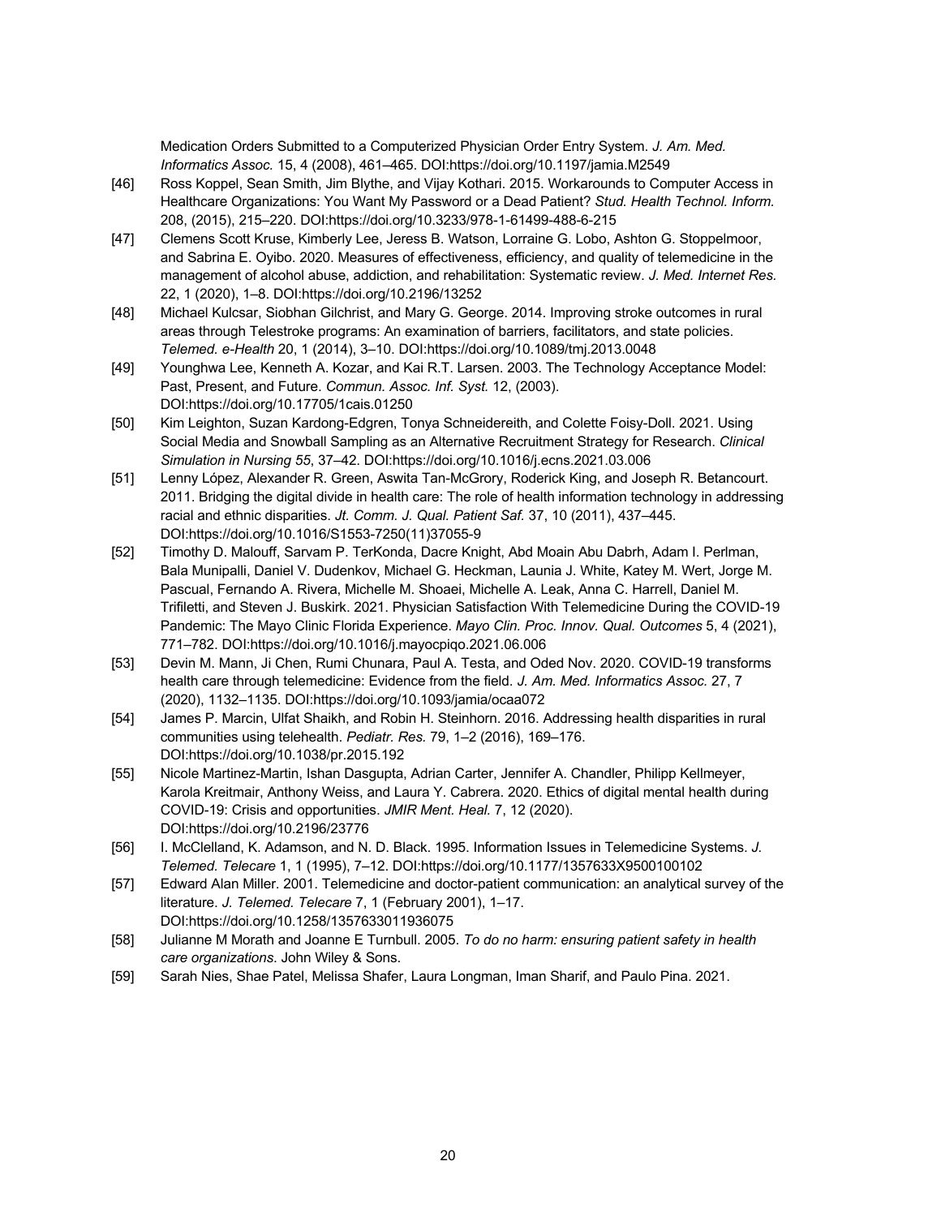Medication Orders Submitted to a Computerized Physician Order Entry System. *J. Am. Med. Informatics Assoc.* 15, 4 (2008), 461–465. DOI:https://doi.org/10.1197/jamia.M2549

[46] Ross Koppel, Sean Smith, Jim Blythe, and Vijay Kothari. 2015. Workarounds to Computer Access in Healthcare Organizations: You Want My Password or a Dead Patient? *Stud. Health Technol. Inform.* 208, (2015), 215–220. DOI:https://doi.org/10.3233/978-1-61499-488-6-215

[47] Clemens Scott Kruse, Kimberly Lee, Jeress B. Watson, Lorraine G. Lobo, Ashton G. Stoppelmoor, and Sabrina E. Oyibo. 2020. Measures of effectiveness, efficiency, and quality of telemedicine in the management of alcohol abuse, addiction, and rehabilitation: Systematic review. *J. Med. Internet Res.* 22, 1 (2020), 1–8. DOI:https://doi.org/10.2196/13252

[48] Michael Kulcsar, Siobhan Gilchrist, and Mary G. George. 2014. Improving stroke outcomes in rural areas through Telestroke programs: An examination of barriers, facilitators, and state policies. *Telemed. e-Health* 20, 1 (2014), 3–10. DOI:https://doi.org/10.1089/tmj.2013.0048

[49] Younghwa Lee, Kenneth A. Kozar, and Kai R.T. Larsen. 2003. The Technology Acceptance Model: Past, Present, and Future. *Commun. Assoc. Inf. Syst.* 12, (2003). DOI:https://doi.org/10.17705/1cais.01250

[50] Kim Leighton, Suzan Kardong-Edgren, Tonya Schneidereith, and Colette Foisy-Doll. 2021. Using Social Media and Snowball Sampling as an Alternative Recruitment Strategy for Research. *Clinical Simulation in Nursing 55*, 37–42. DOI:https://doi.org/10.1016/j.ecns.2021.03.006

[51] Lenny López, Alexander R. Green, Aswita Tan-McGrory, Roderick King, and Joseph R. Betancourt. 2011. Bridging the digital divide in health care: The role of health information technology in addressing racial and ethnic disparities. *Jt. Comm. J. Qual. Patient Saf.* 37, 10 (2011), 437–445. DOI:https://doi.org/10.1016/S1553-7250(11)37055-9

[52] Timothy D. Malouff, Sarvam P. TerKonda, Dacre Knight, Abd Moain Abu Dabrh, Adam I. Perlman, Bala Munipalli, Daniel V. Dudenkov, Michael G. Heckman, Launia J. White, Katey M. Wert, Jorge M. Pascual, Fernando A. Rivera, Michelle M. Shoaei, Michelle A. Leak, Anna C. Harrell, Daniel M. Trifiletti, and Steven J. Buskirk. 2021. Physician Satisfaction With Telemedicine During the COVID-19 Pandemic: The Mayo Clinic Florida Experience. *Mayo Clin. Proc. Innov. Qual. Outcomes* 5, 4 (2021), 771–782. DOI:https://doi.org/10.1016/j.mayocpiqo.2021.06.006

[53] Devin M. Mann, Ji Chen, Rumi Chunara, Paul A. Testa, and Oded Nov. 2020. COVID-19 transforms health care through telemedicine: Evidence from the field. *J. Am. Med. Informatics Assoc.* 27, 7 (2020), 1132–1135. DOI:https://doi.org/10.1093/jamia/ocaa072

[54] James P. Marcin, Ulfat Shaikh, and Robin H. Steinhorn. 2016. Addressing health disparities in rural communities using telehealth. *Pediatr. Res.* 79, 1–2 (2016), 169–176. DOI:https://doi.org/10.1038/pr.2015.192

[55] Nicole Martinez-Martin, Ishan Dasgupta, Adrian Carter, Jennifer A. Chandler, Philipp Kellmeyer, Karola Kreitmair, Anthony Weiss, and Laura Y. Cabrera. 2020. Ethics of digital mental health during COVID-19: Crisis and opportunities. *JMIR Ment. Heal.* 7, 12 (2020). DOI:https://doi.org/10.2196/23776

[56] I. McClelland, K. Adamson, and N. D. Black. 1995. Information Issues in Telemedicine Systems. *J. Telemed. Telecare* 1, 1 (1995), 7–12. DOI:https://doi.org/10.1177/1357633X9500100102

[57] Edward Alan Miller. 2001. Telemedicine and doctor-patient communication: an analytical survey of the literature. *J. Telemed. Telecare* 7, 1 (February 2001), 1–17. DOI:https://doi.org/10.1258/1357633011936075

[58] Julianne M Morath and Joanne E Turnbull. 2005. *To do no harm: ensuring patient safety in health care organizations*. John Wiley & Sons.

[59] Sarah Nies, Shae Patel, Melissa Shafer, Laura Longman, Iman Sharif, and Paulo Pina. 2021.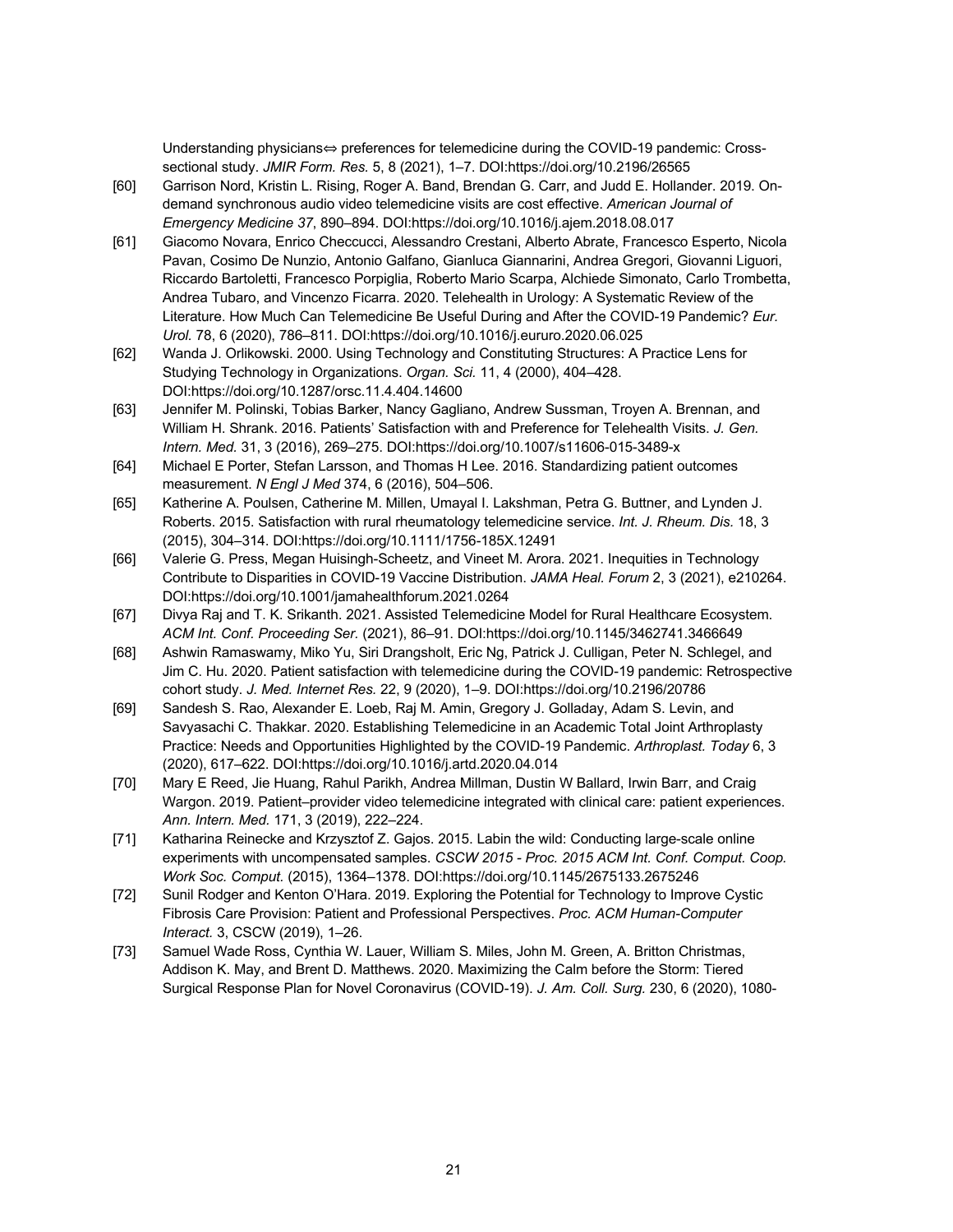Understanding physicians⇔ preferences for telemedicine during the COVID-19 pandemic: Cross-sectional study. *JMIR Form. Res.* 5, 8 (2021), 1–7. DOI:https://doi.org/10.2196/26565

[60] Garrison Nord, Kristin L. Rising, Roger A. Band, Brendan G. Carr, and Judd E. Hollander. 2019. On-demand synchronous audio video telemedicine visits are cost effective. *American Journal of Emergency Medicine 37*, 890–894. DOI:https://doi.org/10.1016/j.ajem.2018.08.017

[61] Giacomo Novara, Enrico Checcucci, Alessandro Crestani, Alberto Abrate, Francesco Esperto, Nicola Pavan, Cosimo De Nunzio, Antonio Galfano, Gianluca Giannarini, Andrea Gregori, Giovanni Liguori, Riccardo Bartoletti, Francesco Porpiglia, Roberto Mario Scarpa, Alchiede Simonato, Carlo Trombetta, Andrea Tubaro, and Vincenzo Ficarra. 2020. Telehealth in Urology: A Systematic Review of the Literature. How Much Can Telemedicine Be Useful During and After the COVID-19 Pandemic? *Eur. Urol.* 78, 6 (2020), 786–811. DOI:https://doi.org/10.1016/j.eururo.2020.06.025

[62] Wanda J. Orlikowski. 2000. Using Technology and Constituting Structures: A Practice Lens for Studying Technology in Organizations. *Organ. Sci.* 11, 4 (2000), 404–428. DOI:https://doi.org/10.1287/orsc.11.4.404.14600

[63] Jennifer M. Polinski, Tobias Barker, Nancy Gagliano, Andrew Sussman, Troyen A. Brennan, and William H. Shrank. 2016. Patients' Satisfaction with and Preference for Telehealth Visits. *J. Gen. Intern. Med.* 31, 3 (2016), 269–275. DOI:https://doi.org/10.1007/s11606-015-3489-x

[64] Michael E Porter, Stefan Larsson, and Thomas H Lee. 2016. Standardizing patient outcomes measurement. *N Engl J Med* 374, 6 (2016), 504–506.

[65] Katherine A. Poulsen, Catherine M. Millen, Umayal I. Lakshman, Petra G. Buttner, and Lynden J. Roberts. 2015. Satisfaction with rural rheumatology telemedicine service. *Int. J. Rheum. Dis.* 18, 3 (2015), 304–314. DOI:https://doi.org/10.1111/1756-185X.12491

[66] Valerie G. Press, Megan Huisingh-Scheetz, and Vineet M. Arora. 2021. Inequities in Technology Contribute to Disparities in COVID-19 Vaccine Distribution. *JAMA Heal. Forum* 2, 3 (2021), e210264. DOI:https://doi.org/10.1001/jamahealthforum.2021.0264

[67] Divya Raj and T. K. Srikanth. 2021. Assisted Telemedicine Model for Rural Healthcare Ecosystem. *ACM Int. Conf. Proceeding Ser.* (2021), 86–91. DOI:https://doi.org/10.1145/3462741.3466649

[68] Ashwin Ramaswamy, Miko Yu, Siri Drangsholt, Eric Ng, Patrick J. Culligan, Peter N. Schlegel, and Jim C. Hu. 2020. Patient satisfaction with telemedicine during the COVID-19 pandemic: Retrospective cohort study. *J. Med. Internet Res.* 22, 9 (2020), 1–9. DOI:https://doi.org/10.2196/20786

[69] Sandesh S. Rao, Alexander E. Loeb, Raj M. Amin, Gregory J. Golladay, Adam S. Levin, and Savyasachi C. Thakkar. 2020. Establishing Telemedicine in an Academic Total Joint Arthroplasty Practice: Needs and Opportunities Highlighted by the COVID-19 Pandemic. *Arthroplast. Today* 6, 3 (2020), 617–622. DOI:https://doi.org/10.1016/j.artd.2020.04.014

[70] Mary E Reed, Jie Huang, Rahul Parikh, Andrea Millman, Dustin W Ballard, Irwin Barr, and Craig Wargon. 2019. Patient–provider video telemedicine integrated with clinical care: patient experiences. *Ann. Intern. Med.* 171, 3 (2019), 222–224.

[71] Katharina Reinecke and Krzysztof Z. Gajos. 2015. Labin the wild: Conducting large-scale online experiments with uncompensated samples. *CSCW 2015 - Proc. 2015 ACM Int. Conf. Comput. Coop. Work Soc. Comput.* (2015), 1364–1378. DOI:https://doi.org/10.1145/2675133.2675246

[72] Sunil Rodger and Kenton O'Hara. 2019. Exploring the Potential for Technology to Improve Cystic Fibrosis Care Provision: Patient and Professional Perspectives. *Proc. ACM Human-Computer Interact.* 3, CSCW (2019), 1–26.

[73] Samuel Wade Ross, Cynthia W. Lauer, William S. Miles, John M. Green, A. Britton Christmas, Addison K. May, and Brent D. Matthews. 2020. Maximizing the Calm before the Storm: Tiered Surgical Response Plan for Novel Coronavirus (COVID-19). *J. Am. Coll. Surg.* 230, 6 (2020), 1080-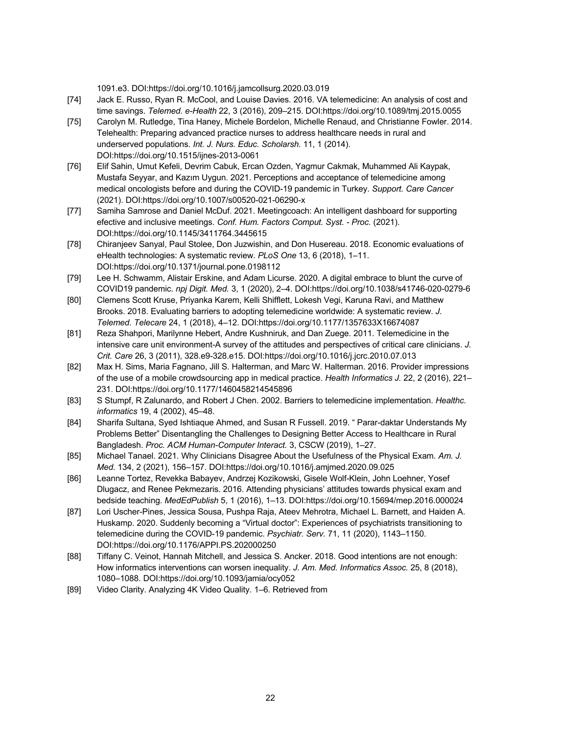1091.e3. DOI:https://doi.org/10.1016/j.jamcollsurg.2020.03.019

[74] Jack E. Russo, Ryan R. McCool, and Louise Davies. 2016. VA telemedicine: An analysis of cost and time savings. *Telemed. e-Health* 22, 3 (2016), 209–215. DOI:https://doi.org/10.1089/tmj.2015.0055

[75] Carolyn M. Rutledge, Tina Haney, Michele Bordelon, Michelle Renaud, and Christianne Fowler. 2014. Telehealth: Preparing advanced practice nurses to address healthcare needs in rural and underserved populations. *Int. J. Nurs. Educ. Scholarsh.* 11, 1 (2014). DOI:https://doi.org/10.1515/ijnes-2013-0061

[76] Elif Sahin, Umut Kefeli, Devrim Cabuk, Ercan Ozden, Yagmur Cakmak, Muhammed Ali Kaypak, Mustafa Seyyar, and Kazım Uygun. 2021. Perceptions and acceptance of telemedicine among medical oncologists before and during the COVID-19 pandemic in Turkey. *Support. Care Cancer* (2021). DOI:https://doi.org/10.1007/s00520-021-06290-x

[77] Samiha Samrose and Daniel McDuf. 2021. Meetingcoach: An intelligent dashboard for supporting efective and inclusive meetings. *Conf. Hum. Factors Comput. Syst. - Proc.* (2021). DOI:https://doi.org/10.1145/3411764.3445615

[78] Chiranjeev Sanyal, Paul Stolee, Don Juzwishin, and Don Husereau. 2018. Economic evaluations of eHealth technologies: A systematic review. *PLoS One* 13, 6 (2018), 1–11. DOI:https://doi.org/10.1371/journal.pone.0198112

[79] Lee H. Schwamm, Alistair Erskine, and Adam Licurse. 2020. A digital embrace to blunt the curve of COVID19 pandemic. *npj Digit. Med.* 3, 1 (2020), 2–4. DOI:https://doi.org/10.1038/s41746-020-0279-6

[80] Clemens Scott Kruse, Priyanka Karem, Kelli Shifflett, Lokesh Vegi, Karuna Ravi, and Matthew Brooks. 2018. Evaluating barriers to adopting telemedicine worldwide: A systematic review. *J. Telemed. Telecare* 24, 1 (2018), 4–12. DOI:https://doi.org/10.1177/1357633X16674087

[81] Reza Shahpori, Marilynne Hebert, Andre Kushniruk, and Dan Zuege. 2011. Telemedicine in the intensive care unit environment-A survey of the attitudes and perspectives of critical care clinicians. *J. Crit. Care* 26, 3 (2011), 328.e9-328.e15. DOI:https://doi.org/10.1016/j.jcrc.2010.07.013

[82] Max H. Sims, Maria Fagnano, Jill S. Halterman, and Marc W. Halterman. 2016. Provider impressions of the use of a mobile crowdsourcing app in medical practice. *Health Informatics J.* 22, 2 (2016), 221–231. DOI:https://doi.org/10.1177/1460458214545896

[83] S Stumpf, R Zalunardo, and Robert J Chen. 2002. Barriers to telemedicine implementation. *Healthc. informatics* 19, 4 (2002), 45–48.

[84] Sharifa Sultana, Syed Ishtiaque Ahmed, and Susan R Fussell. 2019. " Parar-daktar Understands My Problems Better" Disentangling the Challenges to Designing Better Access to Healthcare in Rural Bangladesh. *Proc. ACM Human-Computer Interact.* 3, CSCW (2019), 1–27.

[85] Michael Tanael. 2021. Why Clinicians Disagree About the Usefulness of the Physical Exam. *Am. J. Med.* 134, 2 (2021), 156–157. DOI:https://doi.org/10.1016/j.amjmed.2020.09.025

[86] Leanne Tortez, Revekka Babayev, Andrzej Kozikowski, Gisele Wolf-Klein, John Loehner, Yosef Dlugacz, and Renee Pekmezaris. 2016. Attending physicians' attitudes towards physical exam and bedside teaching. *MedEdPublish* 5, 1 (2016), 1–13. DOI:https://doi.org/10.15694/mep.2016.000024

[87] Lori Uscher-Pines, Jessica Sousa, Pushpa Raja, Ateev Mehrotra, Michael L. Barnett, and Haiden A. Huskamp. 2020. Suddenly becoming a "Virtual doctor": Experiences of psychiatrists transitioning to telemedicine during the COVID-19 pandemic. *Psychiatr. Serv.* 71, 11 (2020), 1143–1150. DOI:https://doi.org/10.1176/APPI.PS.202000250

[88] Tiffany C. Veinot, Hannah Mitchell, and Jessica S. Ancker. 2018. Good intentions are not enough: How informatics interventions can worsen inequality. *J. Am. Med. Informatics Assoc.* 25, 8 (2018), 1080–1088. DOI:https://doi.org/10.1093/jamia/ocy052

[89] Video Clarity. Analyzing 4K Video Quality. 1–6. Retrieved from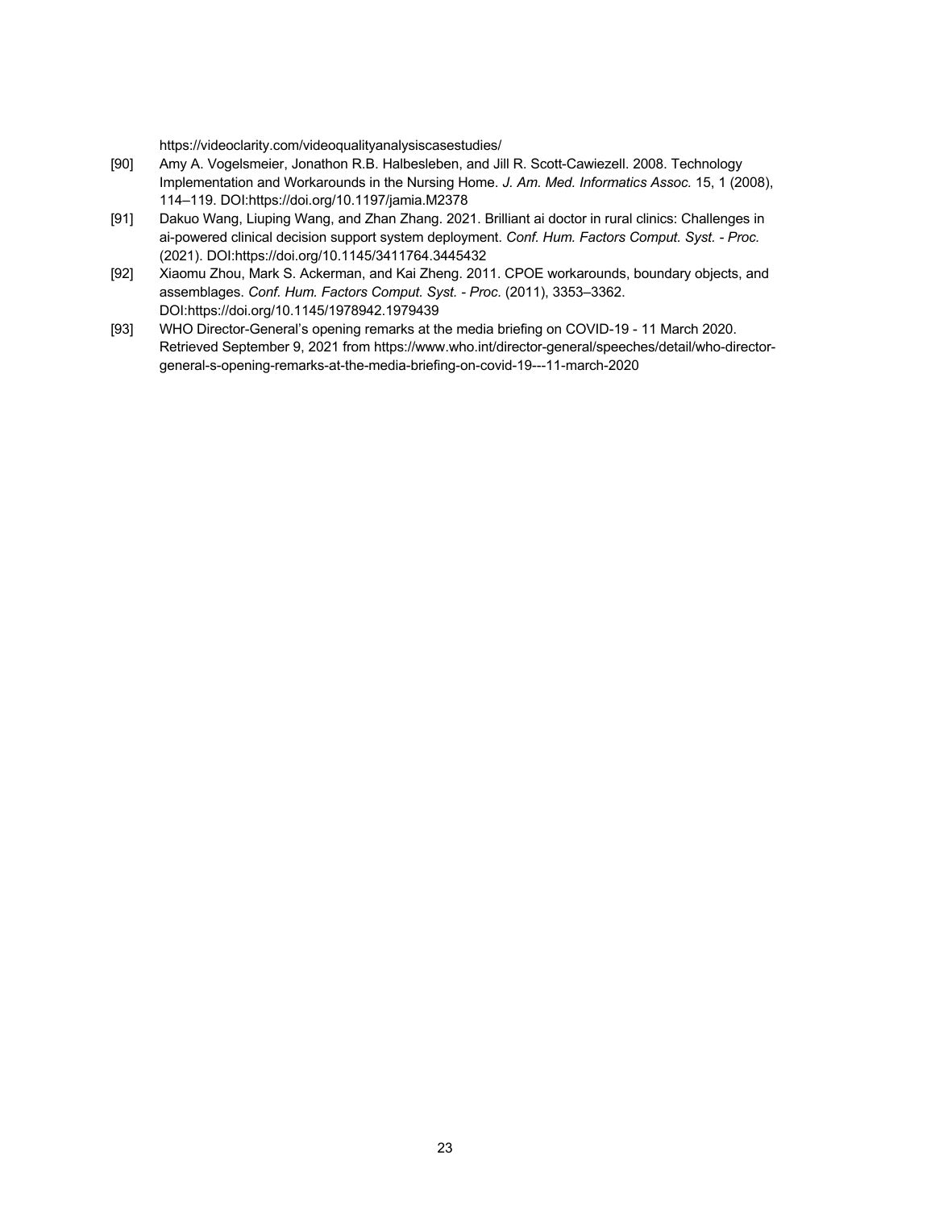https://videoclarity.com/videoqualityanalysiscasestudies/

[90] Amy A. Vogelsmeier, Jonathon R.B. Halbesleben, and Jill R. Scott-Cawiezell. 2008. Technology Implementation and Workarounds in the Nursing Home. *J. Am. Med. Informatics Assoc.* 15, 1 (2008), 114–119. DOI:https://doi.org/10.1197/jamia.M2378

[91] Dakuo Wang, Liuping Wang, and Zhan Zhang. 2021. Brilliant ai doctor in rural clinics: Challenges in ai-powered clinical decision support system deployment. *Conf. Hum. Factors Comput. Syst. - Proc.* (2021). DOI:https://doi.org/10.1145/3411764.3445432

[92] Xiaomu Zhou, Mark S. Ackerman, and Kai Zheng. 2011. CPOE workarounds, boundary objects, and assemblages. *Conf. Hum. Factors Comput. Syst. - Proc.* (2011), 3353–3362. DOI:https://doi.org/10.1145/1978942.1979439

[93] WHO Director-General's opening remarks at the media briefing on COVID-19 - 11 March 2020. Retrieved September 9, 2021 from https://www.who.int/director-general/speeches/detail/who-director-general-s-opening-remarks-at-the-media-briefing-on-covid-19---11-march-2020